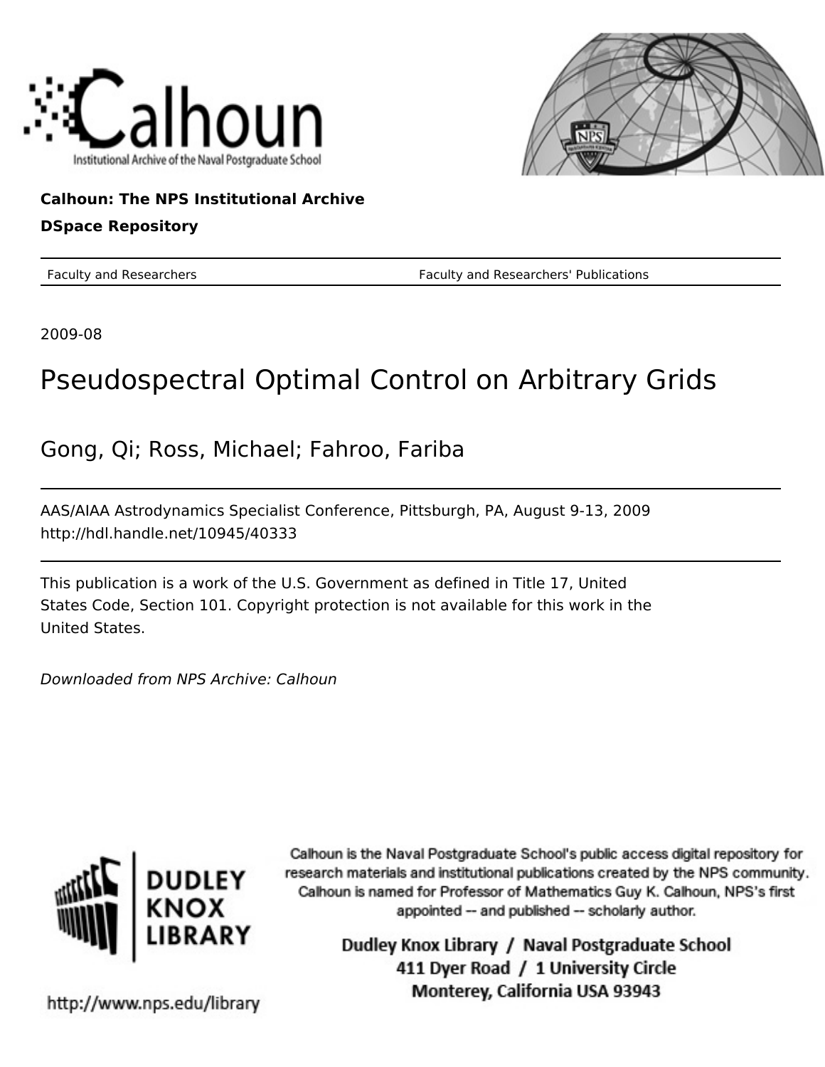Calhoun: The NPS Institutional Archive

DSpace Repository

Faculty and Researchers — Faculty and Researchers' Publications

2009-08

# Pseudospectral Optimal Control on Arbitrary Grids

Gong, Qi; Ross, Michael; Fahroo, Fariba

AAS/AIAA Astrodynamics Specialist Conference, Pittsburgh, PA, August 9-13, 2009
http://hdl.handle.net/10945/40333

This publication is a work of the U.S. Government as defined in Title 17, United States Code, Section 101. Copyright protection is not available for this work in the United States.

*Downloaded from NPS Archive: Calhoun*

Calhoun is the Naval Postgraduate School's public access digital repository for research materials and institutional publications created by the NPS community. Calhoun is named for Professor of Mathematics Guy K. Calhoun, NPS's first appointed -- and published -- scholarly author.

Dudley Knox Library / Naval Postgraduate School
411 Dyer Road / 1 University Circle
Monterey, California USA 93943

http://www.nps.edu/library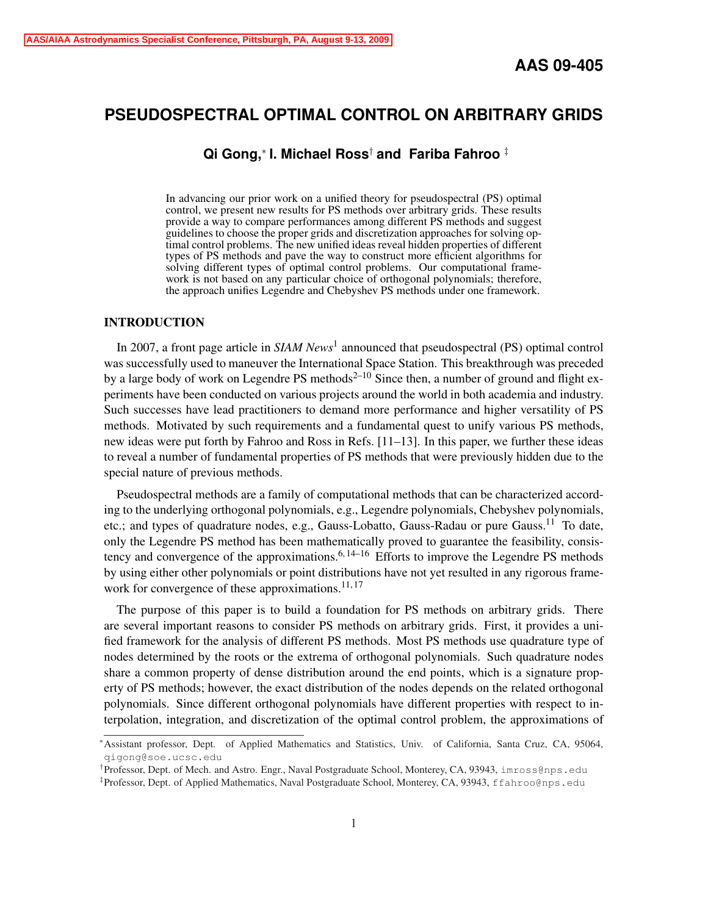# PSEUDOSPECTRAL OPTIMAL CONTROL ON ARBITRARY GRIDS

**Qi Gong,*  I. Michael Ross† and  Fariba Fahroo ‡**

In advancing our prior work on a unified theory for pseudospectral (PS) optimal control, we present new results for PS methods over arbitrary grids. These results provide a way to compare performances among different PS methods and suggest guidelines to choose the proper grids and discretization approaches for solving optimal control problems. The new unified ideas reveal hidden properties of different types of PS methods and pave the way to construct more efficient algorithms for solving different types of optimal control problems. Our computational framework is not based on any particular choice of orthogonal polynomials; therefore, the approach unifies Legendre and Chebyshev PS methods under one framework.

## INTRODUCTION

In 2007, a front page article in *SIAM News*[1] announced that pseudospectral (PS) optimal control was successfully used to maneuver the International Space Station. This breakthrough was preceded by a large body of work on Legendre PS methods[2–10] Since then, a number of ground and flight experiments have been conducted on various projects around the world in both academia and industry. Such successes have lead practitioners to demand more performance and higher versatility of PS methods. Motivated by such requirements and a fundamental quest to unify various PS methods, new ideas were put forth by Fahroo and Ross in Refs. [11–13]. In this paper, we further these ideas to reveal a number of fundamental properties of PS methods that were previously hidden due to the special nature of previous methods.

Pseudospectral methods are a family of computational methods that can be characterized according to the underlying orthogonal polynomials, e.g., Legendre polynomials, Chebyshev polynomials, etc.; and types of quadrature nodes, e.g., Gauss-Lobatto, Gauss-Radau or pure Gauss.[11] To date, only the Legendre PS method has been mathematically proved to guarantee the feasibility, consistency and convergence of the approximations.[6, 14–16] Efforts to improve the Legendre PS methods by using either other polynomials or point distributions have not yet resulted in any rigorous framework for convergence of these approximations.[11, 17]

The purpose of this paper is to build a foundation for PS methods on arbitrary grids. There are several important reasons to consider PS methods on arbitrary grids. First, it provides a unified framework for the analysis of different PS methods. Most PS methods use quadrature type of nodes determined by the roots or the extrema of orthogonal polynomials. Such quadrature nodes share a common property of dense distribution around the end points, which is a signature property of PS methods; however, the exact distribution of the nodes depends on the related orthogonal polynomials. Since different orthogonal polynomials have different properties with respect to interpolation, integration, and discretization of the optimal control problem, the approximations of

---

*Assistant professor, Dept. of Applied Mathematics and Statistics, Univ. of California, Santa Cruz, CA, 95064, qigong@soe.ucsc.edu

†Professor, Dept. of Mech. and Astro. Engr., Naval Postgraduate School, Monterey, CA, 93943, imross@nps.edu

‡Professor, Dept. of Applied Mathematics, Naval Postgraduate School, Monterey, CA, 93943, ffahroo@nps.edu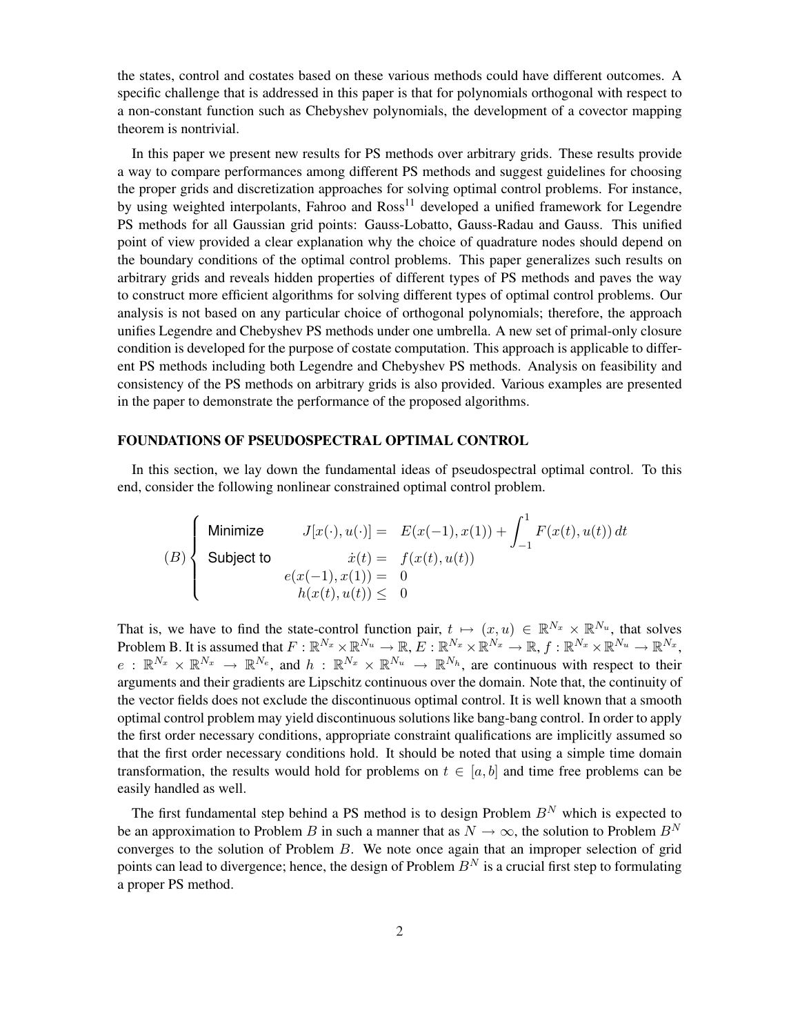the states, control and costates based on these various methods could have different outcomes. A specific challenge that is addressed in this paper is that for polynomials orthogonal with respect to a non-constant function such as Chebyshev polynomials, the development of a covector mapping theorem is nontrivial.

In this paper we present new results for PS methods over arbitrary grids. These results provide a way to compare performances among different PS methods and suggest guidelines for choosing the proper grids and discretization approaches for solving optimal control problems. For instance, by using weighted interpolants, Fahroo and Ross[11] developed a unified framework for Legendre PS methods for all Gaussian grid points: Gauss-Lobatto, Gauss-Radau and Gauss. This unified point of view provided a clear explanation why the choice of quadrature nodes should depend on the boundary conditions of the optimal control problems. This paper generalizes such results on arbitrary grids and reveals hidden properties of different types of PS methods and paves the way to construct more efficient algorithms for solving different types of optimal control problems. Our analysis is not based on any particular choice of orthogonal polynomials; therefore, the approach unifies Legendre and Chebyshev PS methods under one umbrella. A new set of primal-only closure condition is developed for the purpose of costate computation. This approach is applicable to different PS methods including both Legendre and Chebyshev PS methods. Analysis on feasibility and consistency of the PS methods on arbitrary grids is also provided. Various examples are presented in the paper to demonstrate the performance of the proposed algorithms.

## FOUNDATIONS OF PSEUDOSPECTRAL OPTIMAL CONTROL

In this section, we lay down the fundamental ideas of pseudospectral optimal control. To this end, consider the following nonlinear constrained optimal control problem.

$$
(B)\left\{
\begin{array}{lrl}
\text{Minimize} & J[x(\cdot),u(\cdot)] = & E(x(-1),x(1)) + \displaystyle\int_{-1}^{1} F(x(t),u(t))\,dt \\
\text{Subject to} & \dot{x}(t) = & f(x(t),u(t)) \\
 & e(x(-1),x(1)) = & 0 \\
 & h(x(t),u(t)) \leq & 0
\end{array}
\right.
$$

That is, we have to find the state-control function pair, $t \mapsto (x,u) \in \mathbb{R}^{N_x} \times \mathbb{R}^{N_u}$, that solves Problem B. It is assumed that $F : \mathbb{R}^{N_x} \times \mathbb{R}^{N_u} \to \mathbb{R}$, $E : \mathbb{R}^{N_x} \times \mathbb{R}^{N_x} \to \mathbb{R}$, $f : \mathbb{R}^{N_x} \times \mathbb{R}^{N_u} \to \mathbb{R}^{N_x}$, $e : \mathbb{R}^{N_x} \times \mathbb{R}^{N_x} \to \mathbb{R}^{N_e}$, and $h : \mathbb{R}^{N_x} \times \mathbb{R}^{N_u} \to \mathbb{R}^{N_h}$, are continuous with respect to their arguments and their gradients are Lipschitz continuous over the domain. Note that, the continuity of the vector fields does not exclude the discontinuous optimal control. It is well known that a smooth optimal control problem may yield discontinuous solutions like bang-bang control. In order to apply the first order necessary conditions, appropriate constraint qualifications are implicitly assumed so that the first order necessary conditions hold. It should be noted that using a simple time domain transformation, the results would hold for problems on $t \in [a,b]$ and time free problems can be easily handled as well.

The first fundamental step behind a PS method is to design Problem $B^N$ which is expected to be an approximation to Problem $B$ in such a manner that as $N \to \infty$, the solution to Problem $B^N$ converges to the solution of Problem $B$. We note once again that an improper selection of grid points can lead to divergence; hence, the design of Problem $B^N$ is a crucial first step to formulating a proper PS method.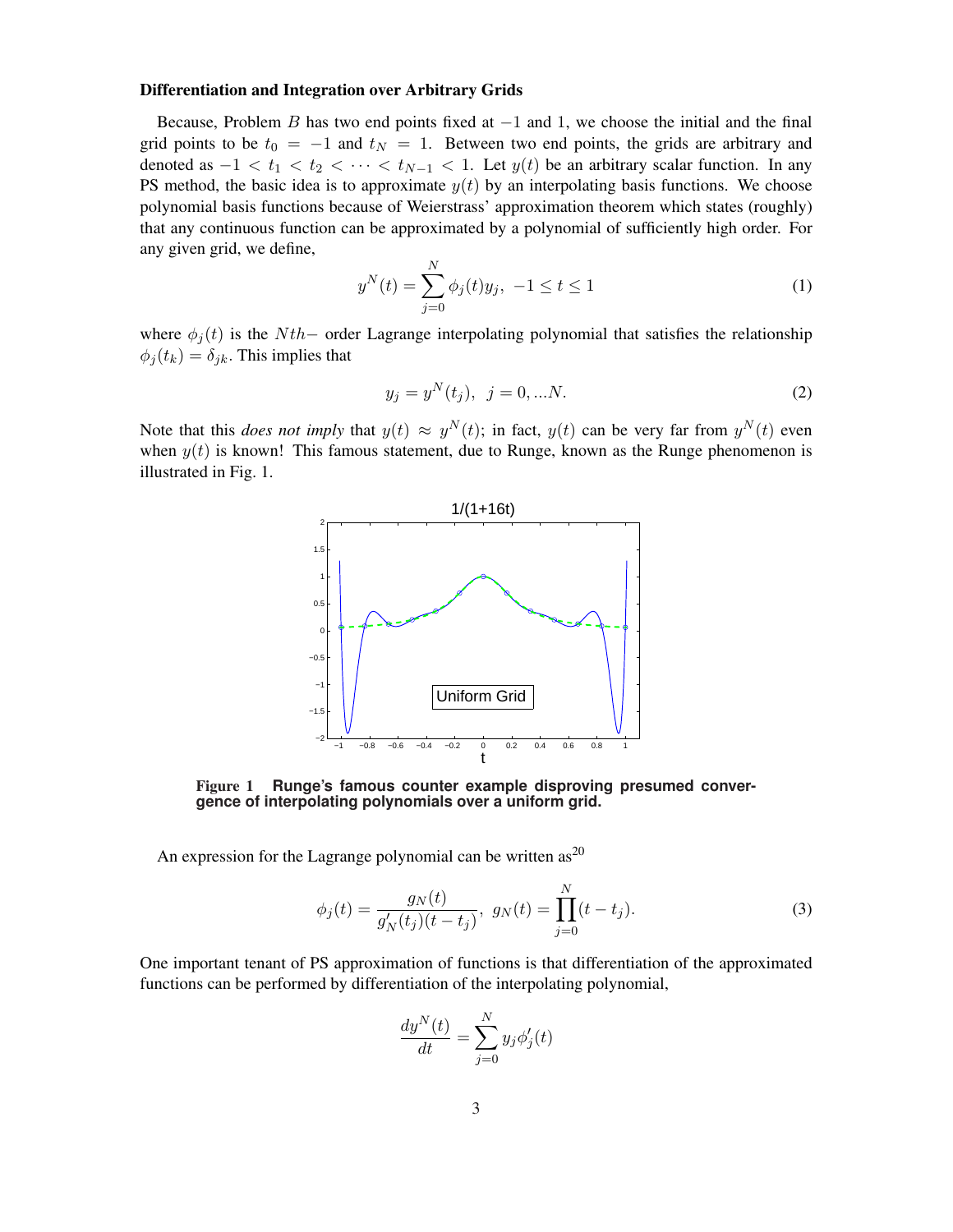### Differentiation and Integration over Arbitrary Grids

Because, Problem $B$ has two end points fixed at $-1$ and $1$, we choose the initial and the final grid points to be $t_0 = -1$ and $t_N = 1$. Between two end points, the grids are arbitrary and denoted as $-1 < t_1 < t_2 < \cdots < t_{N-1} < 1$. Let $y(t)$ be an arbitrary scalar function. In any PS method, the basic idea is to approximate $y(t)$ by an interpolating basis functions. We choose polynomial basis functions because of Weierstrass' approximation theorem which states (roughly) that any continuous function can be approximated by a polynomial of sufficiently high order. For any given grid, we define,

$$y^N(t) = \sum_{j=0}^{N} \phi_j(t) y_j, \; -1 \le t \le 1 \tag{1}$$

where $\phi_j(t)$ is the $Nth-$ order Lagrange interpolating polynomial that satisfies the relationship $\phi_j(t_k) = \delta_{jk}$. This implies that

$$y_j = y^N(t_j), \;\; j = 0, ...N. \tag{2}$$

Note that this *does not imply* that $y(t) \approx y^N(t)$; in fact, $y(t)$ can be very far from $y^N(t)$ even when $y(t)$ is known! This famous statement, due to Runge, known as the Runge phenomenon is illustrated in Fig. 1.

**Figure 1** **Runge's famous counter example disproving presumed convergence of interpolating polynomials over a uniform grid.**

An expression for the Lagrange polynomial can be written as[20]

$$\phi_j(t) = \frac{g_N(t)}{g_N'(t_j)(t - t_j)}, \; g_N(t) = \prod_{j=0}^{N}(t - t_j). \tag{3}$$

One important tenant of PS approximation of functions is that differentiation of the approximated functions can be performed by differentiation of the interpolating polynomial,

$$\frac{dy^N(t)}{dt} = \sum_{j=0}^{N} y_j \phi_j'(t)$$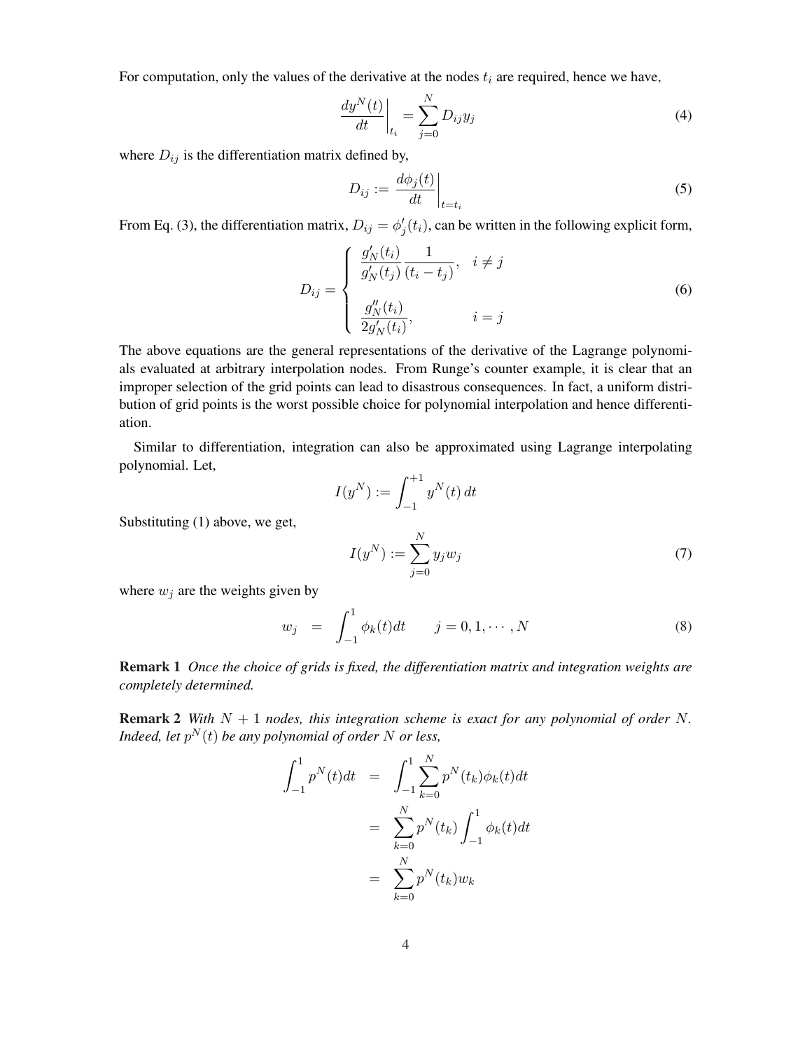For computation, only the values of the derivative at the nodes $t_i$ are required, hence we have,

$$\left.\frac{dy^N(t)}{dt}\right|_{t_i} = \sum_{j=0}^{N} D_{ij} y_j \tag{4}$$

where $D_{ij}$ is the differentiation matrix defined by,

$$D_{ij} := \left.\frac{d\phi_j(t)}{dt}\right|_{t=t_i} \tag{5}$$

From Eq. (3), the differentiation matrix, $D_{ij} = \phi_j'(t_i)$, can be written in the following explicit form,

$$D_{ij} = \begin{cases} \dfrac{g_N'(t_i)}{g_N'(t_j)} \dfrac{1}{(t_i - t_j)}, & i \neq j \\[2ex] \dfrac{g_N''(t_i)}{2g_N'(t_i)}, & i = j \end{cases} \tag{6}$$

The above equations are the general representations of the derivative of the Lagrange polynomials evaluated at arbitrary interpolation nodes. From Runge's counter example, it is clear that an improper selection of the grid points can lead to disastrous consequences. In fact, a uniform distribution of grid points is the worst possible choice for polynomial interpolation and hence differentiation.

Similar to differentiation, integration can also be approximated using Lagrange interpolating polynomial. Let,

$$I(y^N) := \int_{-1}^{+1} y^N(t)\, dt$$

Substituting (1) above, we get,

$$I(y^N) := \sum_{j=0}^{N} y_j w_j \tag{7}$$

where $w_j$ are the weights given by

$$w_j = \int_{-1}^{1} \phi_k(t) dt \qquad j = 0, 1, \cdots, N \tag{8}$$

**Remark 1** *Once the choice of grids is fixed, the differentiation matrix and integration weights are completely determined.*

**Remark 2** *With $N+1$ nodes, this integration scheme is exact for any polynomial of order $N$. Indeed, let $p^N(t)$ be any polynomial of order $N$ or less,*

$$\begin{aligned} \int_{-1}^{1} p^N(t) dt &= \int_{-1}^{1} \sum_{k=0}^{N} p^N(t_k) \phi_k(t) dt \\ &= \sum_{k=0}^{N} p^N(t_k) \int_{-1}^{1} \phi_k(t) dt \\ &= \sum_{k=0}^{N} p^N(t_k) w_k \end{aligned}$$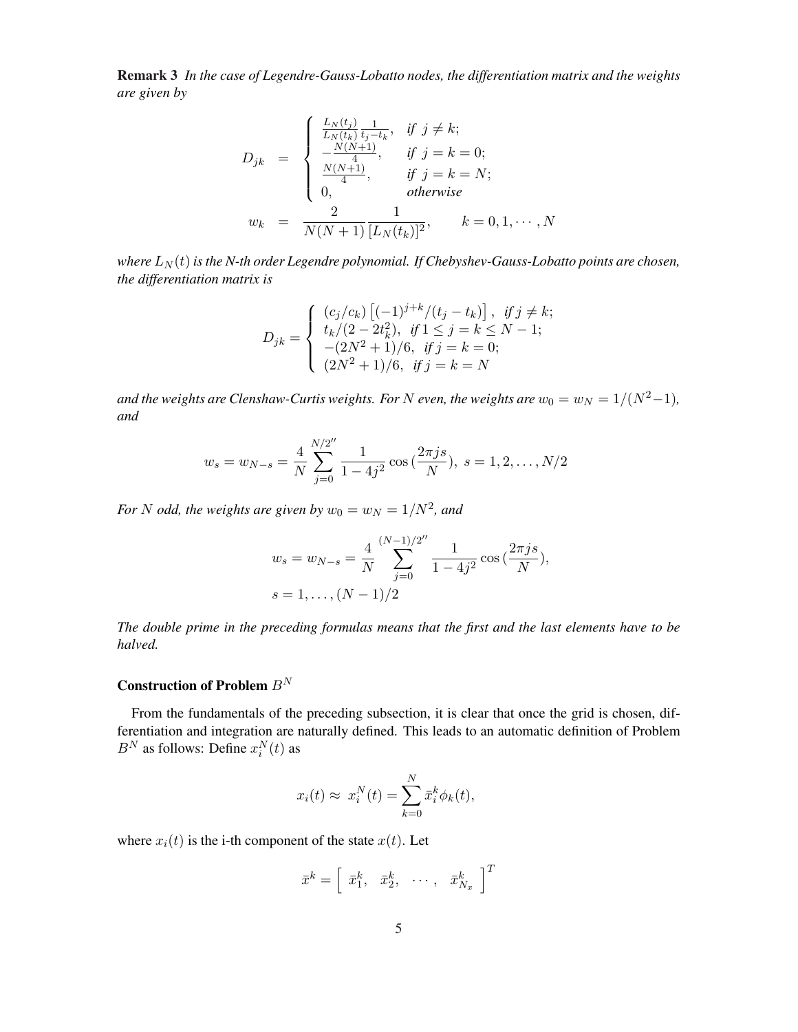**Remark 3** *In the case of Legendre-Gauss-Lobatto nodes, the differentiation matrix and the weights are given by*

$$
\begin{aligned}
D_{jk} &= \begin{cases} \frac{L_N(t_j)}{L_N(t_k)} \frac{1}{t_j - t_k}, & \text{if } j \neq k; \\ -\frac{N(N+1)}{4}, & \text{if } j = k = 0; \\ \frac{N(N+1)}{4}, & \text{if } j = k = N; \\ 0, & \text{otherwise} \end{cases} \\
w_k &= \frac{2}{N(N+1)} \frac{1}{[L_N(t_k)]^2}, \qquad k = 0, 1, \cdots, N
\end{aligned}
$$

*where $L_N(t)$ is the N-th order Legendre polynomial. If Chebyshev-Gauss-Lobatto points are chosen, the differentiation matrix is*

$$
D_{jk} = \begin{cases} (c_j/c_k)\left[(-1)^{j+k}/(t_j - t_k)\right], & \text{if } j \neq k; \\ t_k/(2 - 2t_k^2), & \text{if } 1 \leq j = k \leq N-1; \\ -(2N^2+1)/6, & \text{if } j = k = 0; \\ (2N^2+1)/6, & \text{if } j = k = N \end{cases}
$$

*and the weights are Clenshaw-Curtis weights. For $N$ even, the weights are $w_0 = w_N = 1/(N^2-1)$, and*

$$
w_s = w_{N-s} = \frac{4}{N} \sum_{j=0}^{N/2''} \frac{1}{1-4j^2} \cos\left(\frac{2\pi j s}{N}\right), \ s = 1, 2, \ldots, N/2
$$

*For $N$ odd, the weights are given by $w_0 = w_N = 1/N^2$, and*

$$
\begin{aligned}
& w_s = w_{N-s} = \frac{4}{N} \sum_{j=0}^{(N-1)/2''} \frac{1}{1-4j^2} \cos\left(\frac{2\pi j s}{N}\right), \\
& s = 1, \ldots, (N-1)/2
\end{aligned}
$$

*The double prime in the preceding formulas means that the first and the last elements have to be halved.*

### Construction of Problem $B^N$

From the fundamentals of the preceding subsection, it is clear that once the grid is chosen, differentiation and integration are naturally defined. This leads to an automatic definition of Problem $B^N$ as follows: Define $x_i^N(t)$ as

$$
x_i(t) \approx \ x_i^N(t) = \sum_{k=0}^{N} \bar{x}_i^k \phi_k(t),
$$

where $x_i(t)$ is the i-th component of the state $x(t)$. Let

$$
\bar{x}^k = \left[ \begin{array}{cccc} \bar{x}_1^k, & \bar{x}_2^k, & \cdots, & \bar{x}_{N_x}^k \end{array} \right]^T
$$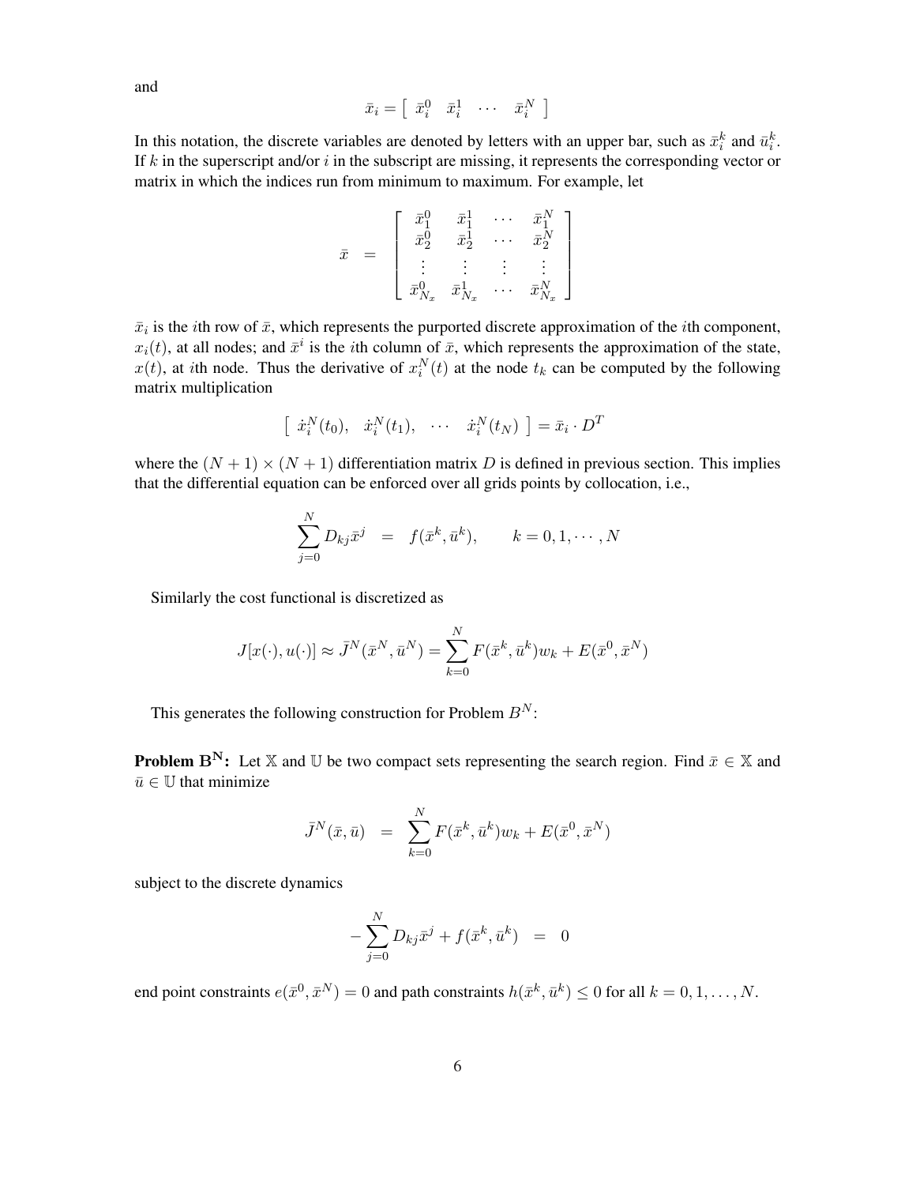and

$$\bar{x}_i = \left[ \begin{array}{cccc} \bar{x}_i^0 & \bar{x}_i^1 & \cdots & \bar{x}_i^N \end{array} \right]$$

In this notation, the discrete variables are denoted by letters with an upper bar, such as $\bar{x}_i^k$ and $\bar{u}_i^k$. If $k$ in the superscript and/or $i$ in the subscript are missing, it represents the corresponding vector or matrix in which the indices run from minimum to maximum. For example, let

$$\bar{x} = \left[ \begin{array}{cccc} \bar{x}_1^0 & \bar{x}_1^1 & \cdots & \bar{x}_1^N \\ \bar{x}_2^0 & \bar{x}_2^1 & \cdots & \bar{x}_2^N \\ \vdots & \vdots & \vdots & \vdots \\ \bar{x}_{N_x}^0 & \bar{x}_{N_x}^1 & \cdots & \bar{x}_{N_x}^N \end{array} \right]$$

$\bar{x}_i$ is the $i$th row of $\bar{x}$, which represents the purported discrete approximation of the $i$th component, $x_i(t)$, at all nodes; and $\bar{x}^i$ is the $i$th column of $\bar{x}$, which represents the approximation of the state, $x(t)$, at $i$th node. Thus the derivative of $x_i^N(t)$ at the node $t_k$ can be computed by the following matrix multiplication

$$\left[ \begin{array}{cccc} \dot{x}_i^N(t_0), & \dot{x}_i^N(t_1), & \cdots & \dot{x}_i^N(t_N) \end{array} \right] = \bar{x}_i \cdot D^T$$

where the $(N+1) \times (N+1)$ differentiation matrix $D$ is defined in previous section. This implies that the differential equation can be enforced over all grids points by collocation, i.e.,

$$\sum_{j=0}^{N} D_{kj} \bar{x}^j = f(\bar{x}^k, \bar{u}^k), \qquad k = 0, 1, \cdots, N$$

Similarly the cost functional is discretized as

$$J[x(\cdot), u(\cdot)] \approx \bar{J}^N(\bar{x}^N, \bar{u}^N) = \sum_{k=0}^{N} F(\bar{x}^k, \bar{u}^k) w_k + E(\bar{x}^0, \bar{x}^N)$$

This generates the following construction for Problem $B^N$:

**Problem $\mathbf{B^N}$:** Let $\mathbb{X}$ and $\mathbb{U}$ be two compact sets representing the search region. Find $\bar{x} \in \mathbb{X}$ and $\bar{u} \in \mathbb{U}$ that minimize

$$\bar{J}^N(\bar{x}, \bar{u}) = \sum_{k=0}^{N} F(\bar{x}^k, \bar{u}^k) w_k + E(\bar{x}^0, \bar{x}^N)$$

subject to the discrete dynamics

$$-\sum_{j=0}^{N} D_{kj} \bar{x}^j + f(\bar{x}^k, \bar{u}^k) = 0$$

end point constraints $e(\bar{x}^0, \bar{x}^N) = 0$ and path constraints $h(\bar{x}^k, \bar{u}^k) \leq 0$ for all $k = 0, 1, \ldots, N$.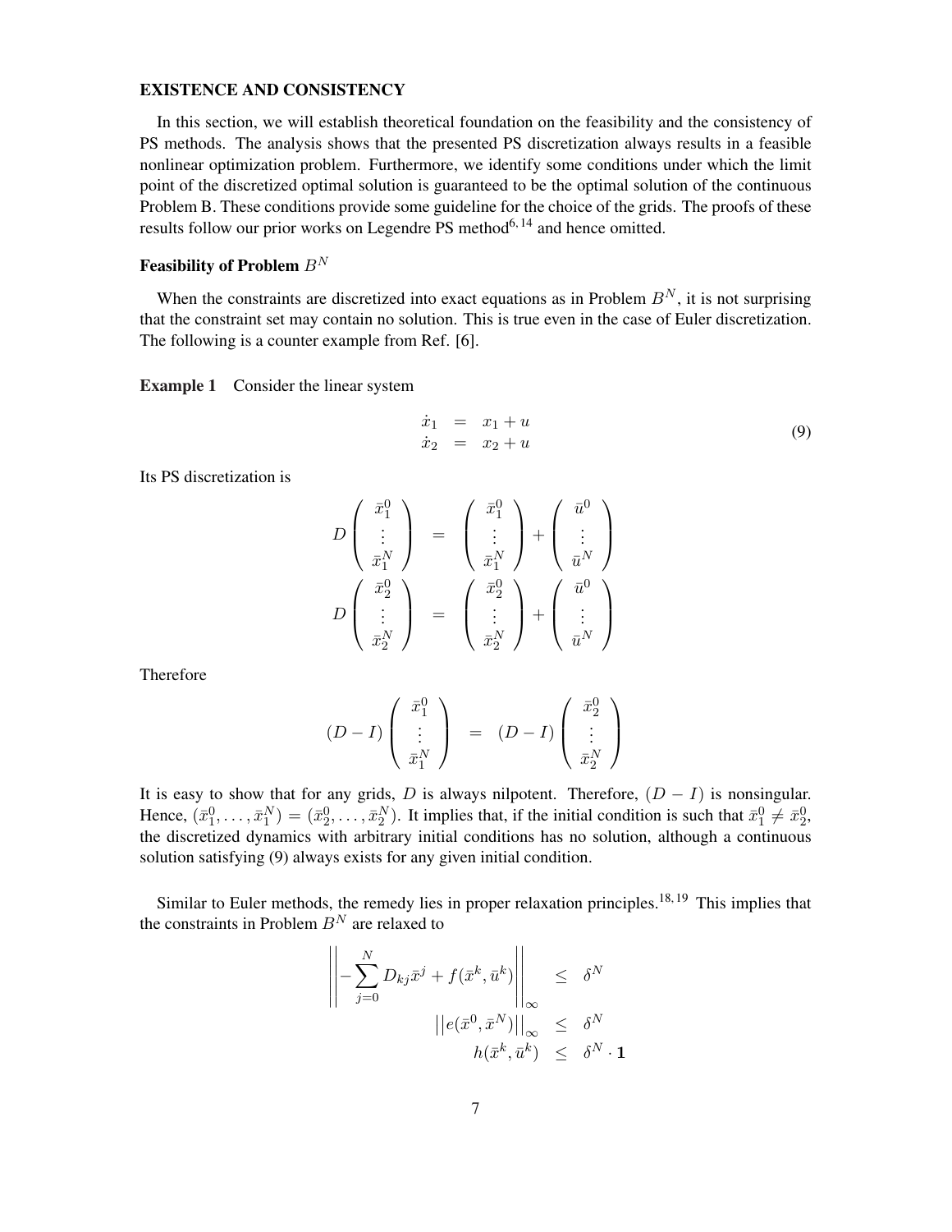## EXISTENCE AND CONSISTENCY

In this section, we will establish theoretical foundation on the feasibility and the consistency of PS methods. The analysis shows that the presented PS discretization always results in a feasible nonlinear optimization problem. Furthermore, we identify some conditions under which the limit point of the discretized optimal solution is guaranteed to be the optimal solution of the continuous Problem B. These conditions provide some guideline for the choice of the grids. The proofs of these results follow our prior works on Legendre PS method[6, 14] and hence omitted.

### Feasibility of Problem $B^N$

When the constraints are discretized into exact equations as in Problem $B^N$, it is not surprising that the constraint set may contain no solution. This is true even in the case of Euler discretization. The following is a counter example from Ref. [6].

**Example 1** Consider the linear system

$$
\begin{array}{rcl}
\dot{x}_1 & = & x_1 + u \\
\dot{x}_2 & = & x_2 + u
\end{array}
\tag{9}
$$

Its PS discretization is

$$
\begin{array}{rcl}
D\begin{pmatrix} \bar{x}_1^0 \\ \vdots \\ \bar{x}_1^N \end{pmatrix} & = & \begin{pmatrix} \bar{x}_1^0 \\ \vdots \\ \bar{x}_1^N \end{pmatrix} + \begin{pmatrix} \bar{u}^0 \\ \vdots \\ \bar{u}^N \end{pmatrix} \\
D\begin{pmatrix} \bar{x}_2^0 \\ \vdots \\ \bar{x}_2^N \end{pmatrix} & = & \begin{pmatrix} \bar{x}_2^0 \\ \vdots \\ \bar{x}_2^N \end{pmatrix} + \begin{pmatrix} \bar{u}^0 \\ \vdots \\ \bar{u}^N \end{pmatrix}
\end{array}
$$

Therefore

$$
(D - I)\begin{pmatrix} \bar{x}_1^0 \\ \vdots \\ \bar{x}_1^N \end{pmatrix} = (D - I)\begin{pmatrix} \bar{x}_2^0 \\ \vdots \\ \bar{x}_2^N \end{pmatrix}
$$

It is easy to show that for any grids, $D$ is always nilpotent. Therefore, $(D - I)$ is nonsingular. Hence, $(\bar{x}_1^0, \ldots, \bar{x}_1^N) = (\bar{x}_2^0, \ldots, \bar{x}_2^N)$. It implies that, if the initial condition is such that $\bar{x}_1^0 \neq \bar{x}_2^0$, the discretized dynamics with arbitrary initial conditions has no solution, although a continuous solution satisfying (9) always exists for any given initial condition.

Similar to Euler methods, the remedy lies in proper relaxation principles.[18, 19] This implies that the constraints in Problem $B^N$ are relaxed to

$$
\begin{array}{rcl}
\left|\left| -\sum_{j=0}^{N} D_{kj}\bar{x}^j + f(\bar{x}^k, \bar{u}^k) \right|\right|_\infty & \leq & \delta^N \\
\left|\left| e(\bar{x}^0, \bar{x}^N) \right|\right|_\infty & \leq & \delta^N \\
h(\bar{x}^k, \bar{u}^k) & \leq & \delta^N \cdot \mathbf{1}
\end{array}
$$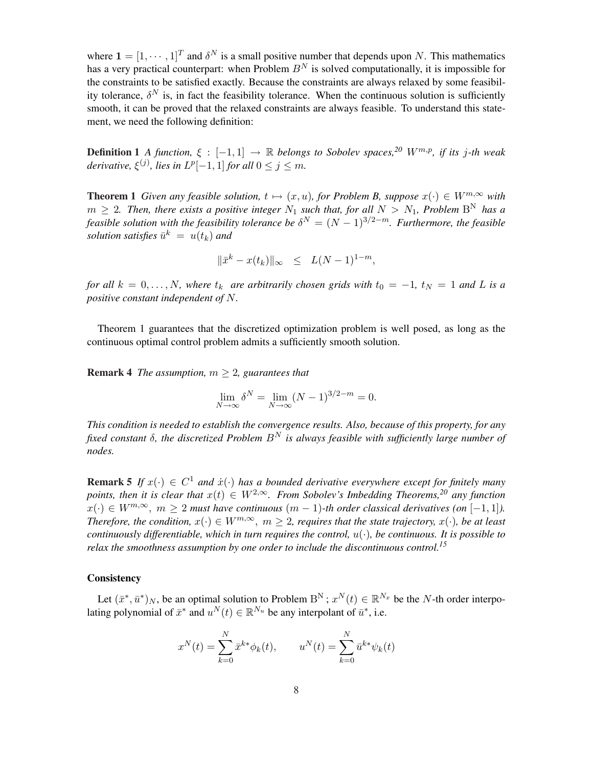where $\mathbf{1} = [1, \cdots, 1]^T$ and $\delta^N$ is a small positive number that depends upon $N$. This mathematics has a very practical counterpart: when Problem $B^N$ is solved computationally, it is impossible for the constraints to be satisfied exactly. Because the constraints are always relaxed by some feasibility tolerance, $\delta^N$ is, in fact the feasibility tolerance. When the continuous solution is sufficiently smooth, it can be proved that the relaxed constraints are always feasible. To understand this statement, we need the following definition:

**Definition 1** *A function, $\xi : [-1, 1] \to \mathbb{R}$ belongs to Sobolev spaces,*[20] *$W^{m,p}$, if its $j$-th weak derivative, $\xi^{(j)}$, lies in $L^p[-1, 1]$ for all $0 \le j \le m$.*

**Theorem 1** *Given any feasible solution, $t \mapsto (x, u)$, for Problem B, suppose $x(\cdot) \in W^{m,\infty}$ with $m \ge 2$. Then, there exists a positive integer $N_1$ such that, for all $N > N_1$, Problem $\mathrm{B^N}$ has a feasible solution with the feasibility tolerance be $\delta^N = (N-1)^{3/2-m}$. Furthermore, the feasible solution satisfies $\bar{u}^k = u(t_k)$ and*

$$\|\bar{x}^k - x(t_k)\|_\infty \le L(N-1)^{1-m},$$

*for all $k = 0, \ldots, N$, where $t_k$ are arbitrarily chosen grids with $t_0 = -1$, $t_N = 1$ and $L$ is a positive constant independent of $N$.*

Theorem 1 guarantees that the discretized optimization problem is well posed, as long as the continuous optimal control problem admits a sufficiently smooth solution.

**Remark 4** *The assumption, $m \ge 2$, guarantees that*

$$\lim_{N\to\infty} \delta^N = \lim_{N\to\infty} (N-1)^{3/2-m} = 0.$$

*This condition is needed to establish the convergence results. Also, because of this property, for any fixed constant $\delta$, the discretized Problem $B^N$ is always feasible with sufficiently large number of nodes.*

**Remark 5** *If $x(\cdot) \in C^1$ and $\dot{x}(\cdot)$ has a bounded derivative everywhere except for finitely many points, then it is clear that $x(t) \in W^{2,\infty}$. From Sobolev's Imbedding Theorems,*[20] *any function $x(\cdot) \in W^{m,\infty}$, $m \ge 2$ must have continuous $(m-1)$-th order classical derivatives (on $[-1, 1]$). Therefore, the condition, $x(\cdot) \in W^{m,\infty}$, $m \ge 2$, requires that the state trajectory, $x(\cdot)$, be at least continuously differentiable, which in turn requires the control, $u(\cdot)$, be continuous. It is possible to relax the smoothness assumption by one order to include the discontinuous control.*[15]

### Consistency

Let $(\bar{x}^*, \bar{u}^*)_N$, be an optimal solution to Problem $\mathrm{B^N}$ ; $x^N(t) \in \mathbb{R}^{N_x}$ be the $N$-th order interpolating polynomial of $\bar{x}^*$ and $u^N(t) \in \mathbb{R}^{N_u}$ be any interpolant of $\bar{u}^*$, i.e.

$$x^N(t) = \sum_{k=0}^{N} \bar{x}^{k*} \phi_k(t), \qquad u^N(t) = \sum_{k=0}^{N} \bar{u}^{k*} \psi_k(t)$$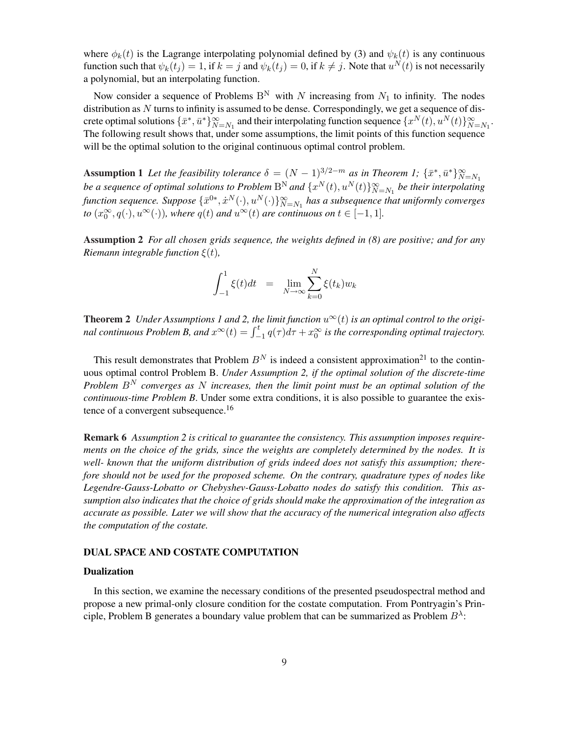where $\phi_k(t)$ is the Lagrange interpolating polynomial defined by (3) and $\psi_k(t)$ is any continuous function such that $\psi_k(t_j) = 1$, if $k = j$ and $\psi_k(t_j) = 0$, if $k \neq j$. Note that $u^N(t)$ is not necessarily a polynomial, but an interpolating function.

Now consider a sequence of Problems $\mathrm{B}^{\mathrm{N}}$ with $N$ increasing from $N_1$ to infinity. The nodes distribution as $N$ turns to infinity is assumed to be dense. Correspondingly, we get a sequence of discrete optimal solutions $\{\bar{x}^*, \bar{u}^*\}_{N=N_1}^{\infty}$ and their interpolating function sequence $\{x^N(t), u^N(t)\}_{N=N_1}^{\infty}$. The following result shows that, under some assumptions, the limit points of this function sequence will be the optimal solution to the original continuous optimal control problem.

**Assumption 1** *Let the feasibility tolerance $\delta = (N-1)^{3/2-m}$ as in Theorem 1; $\{\bar{x}^*, \bar{u}^*\}_{N=N_1}^{\infty}$ be a sequence of optimal solutions to Problem $\mathrm{B}^{\mathrm{N}}$ and $\{x^N(t), u^N(t)\}_{N=N_1}^{\infty}$ be their interpolating function sequence. Suppose $\{\bar{x}^{0*}, \dot{x}^N(\cdot), u^N(\cdot)\}_{N=N_1}^{\infty}$ has a subsequence that uniformly converges to $(x_0^{\infty}, q(\cdot), u^{\infty}(\cdot))$, where $q(t)$ and $u^{\infty}(t)$ are continuous on $t \in [-1, 1]$.*

**Assumption 2** *For all chosen grids sequence, the weights defined in (8) are positive; and for any Riemann integrable function $\xi(t)$,*

$$\int_{-1}^{1} \xi(t) dt \quad = \quad \lim_{N \to \infty} \sum_{k=0}^{N} \xi(t_k) w_k$$

**Theorem 2** *Under Assumptions 1 and 2, the limit function $u^{\infty}(t)$ is an optimal control to the original continuous Problem B, and $x^{\infty}(t) = \int_{-1}^{t} q(\tau) d\tau + x_0^{\infty}$ is the corresponding optimal trajectory.*

This result demonstrates that Problem $B^N$ is indeed a consistent approximation[21] to the continuous optimal control Problem B. *Under Assumption 2, if the optimal solution of the discrete-time Problem $B^N$ converges as $N$ increases, then the limit point must be an optimal solution of the continuous-time Problem B*. Under some extra conditions, it is also possible to guarantee the existence of a convergent subsequence.[16]

**Remark 6** *Assumption 2 is critical to guarantee the consistency. This assumption imposes requirements on the choice of the grids, since the weights are completely determined by the nodes. It is well- known that the uniform distribution of grids indeed does not satisfy this assumption; therefore should not be used for the proposed scheme. On the contrary, quadrature types of nodes like Legendre-Gauss-Lobatto or Chebyshev-Gauss-Lobatto nodes do satisfy this condition. This assumption also indicates that the choice of grids should make the approximation of the integration as accurate as possible. Later we will show that the accuracy of the numerical integration also affects the computation of the costate.*

## DUAL SPACE AND COSTATE COMPUTATION

### Dualization

In this section, we examine the necessary conditions of the presented pseudospectral method and propose a new primal-only closure condition for the costate computation. From Pontryagin's Principle, Problem B generates a boundary value problem that can be summarized as Problem $B^{\lambda}$: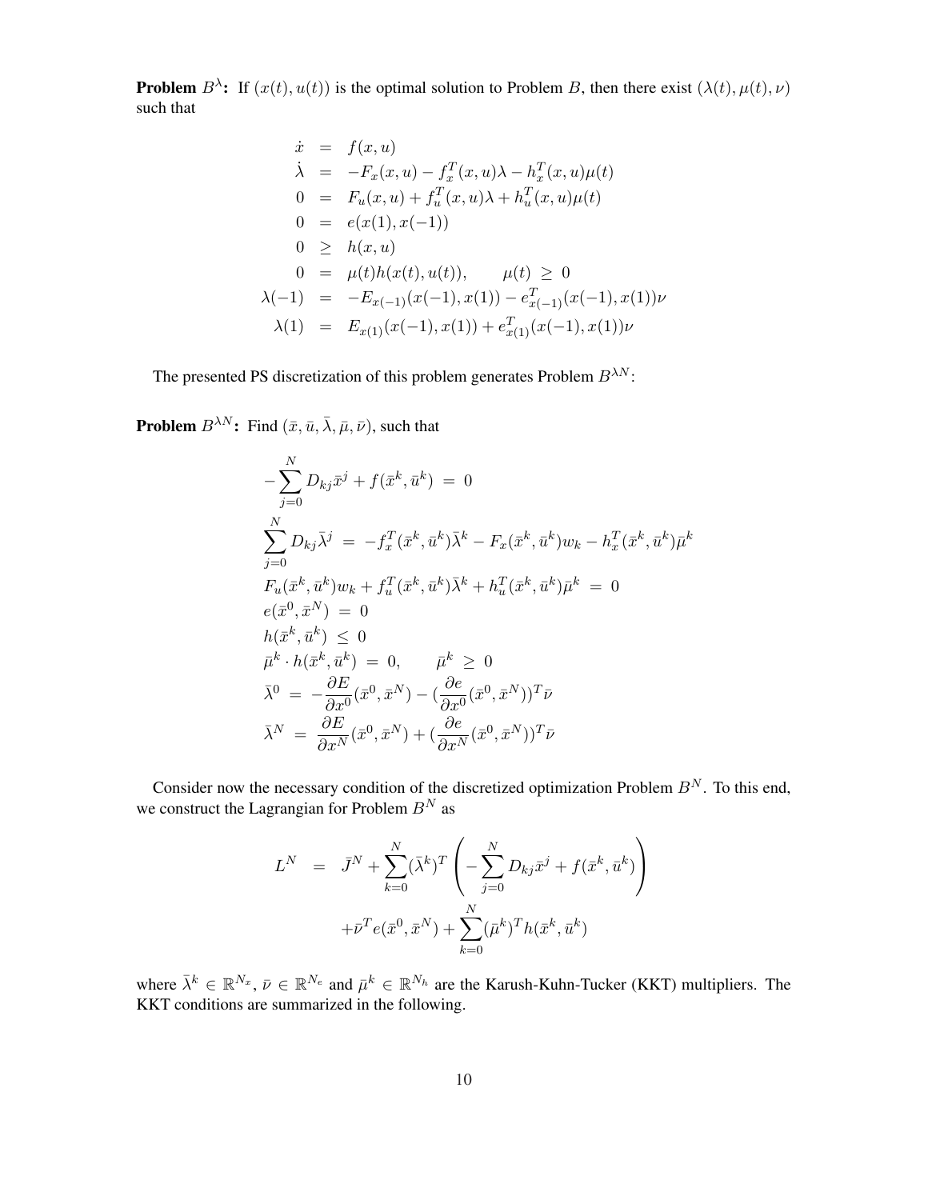**Problem $B^{\lambda}$:** If $(x(t), u(t))$ is the optimal solution to Problem $B$, then there exist $(\lambda(t), \mu(t), \nu)$ such that

$$
\begin{aligned}
\dot{x} &= f(x, u) \\
\dot{\lambda} &= -F_x(x, u) - f_x^T(x, u)\lambda - h_x^T(x, u)\mu(t) \\
0 &= F_u(x, u) + f_u^T(x, u)\lambda + h_u^T(x, u)\mu(t) \\
0 &= e(x(1), x(-1)) \\
0 &\geq h(x, u) \\
0 &= \mu(t)h(x(t), u(t)), \qquad \mu(t) \geq 0 \\
\lambda(-1) &= -E_{x(-1)}(x(-1), x(1)) - e_{x(-1)}^T(x(-1), x(1))\nu \\
\lambda(1) &= E_{x(1)}(x(-1), x(1)) + e_{x(1)}^T(x(-1), x(1))\nu
\end{aligned}
$$

The presented PS discretization of this problem generates Problem $B^{\lambda N}$:

**Problem $B^{\lambda N}$:** Find $(\bar{x}, \bar{u}, \bar{\lambda}, \bar{\mu}, \bar{\nu})$, such that

$$
\begin{aligned}
&-\sum_{j=0}^{N} D_{kj}\bar{x}^j + f(\bar{x}^k, \bar{u}^k) = 0 \\
&\sum_{j=0}^{N} D_{kj}\bar{\lambda}^j = -f_x^T(\bar{x}^k, \bar{u}^k)\bar{\lambda}^k - F_x(\bar{x}^k, \bar{u}^k)w_k - h_x^T(\bar{x}^k, \bar{u}^k)\bar{\mu}^k \\
&F_u(\bar{x}^k, \bar{u}^k)w_k + f_u^T(\bar{x}^k, \bar{u}^k)\bar{\lambda}^k + h_u^T(\bar{x}^k, \bar{u}^k)\bar{\mu}^k = 0 \\
&e(\bar{x}^0, \bar{x}^N) = 0 \\
&h(\bar{x}^k, \bar{u}^k) \leq 0 \\
&\bar{\mu}^k \cdot h(\bar{x}^k, \bar{u}^k) = 0, \qquad \bar{\mu}^k \geq 0 \\
&\bar{\lambda}^0 = -\frac{\partial E}{\partial x^0}(\bar{x}^0, \bar{x}^N) - (\frac{\partial e}{\partial x^0}(\bar{x}^0, \bar{x}^N))^T\bar{\nu} \\
&\bar{\lambda}^N = \frac{\partial E}{\partial x^N}(\bar{x}^0, \bar{x}^N) + (\frac{\partial e}{\partial x^N}(\bar{x}^0, \bar{x}^N))^T\bar{\nu}
\end{aligned}
$$

Consider now the necessary condition of the discretized optimization Problem $B^N$. To this end, we construct the Lagrangian for Problem $B^N$ as

$$
\begin{aligned}
L^N &= \bar{J}^N + \sum_{k=0}^{N}(\bar{\lambda}^k)^T\left(-\sum_{j=0}^{N} D_{kj}\bar{x}^j + f(\bar{x}^k, \bar{u}^k)\right) \\
&\quad + \bar{\nu}^T e(\bar{x}^0, \bar{x}^N) + \sum_{k=0}^{N}(\bar{\mu}^k)^T h(\bar{x}^k, \bar{u}^k)
\end{aligned}
$$

where $\bar{\lambda}^k \in \mathbb{R}^{N_x}$, $\bar{\nu} \in \mathbb{R}^{N_e}$ and $\bar{\mu}^k \in \mathbb{R}^{N_h}$ are the Karush-Kuhn-Tucker (KKT) multipliers. The KKT conditions are summarized in the following.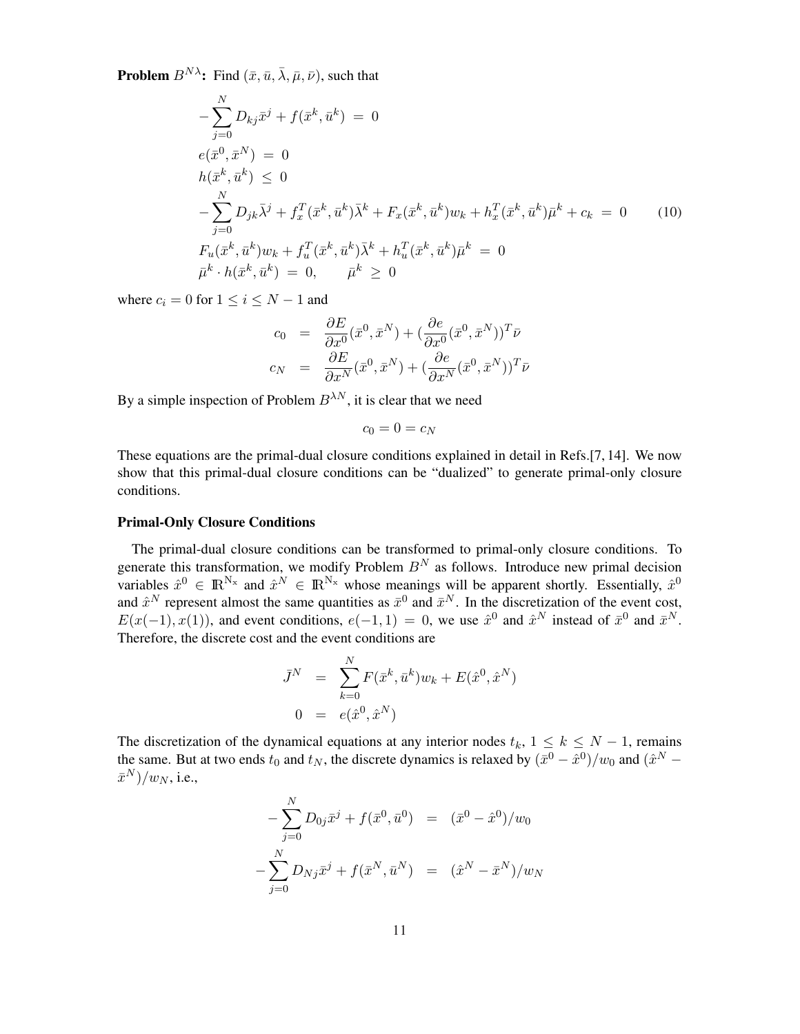**Problem $B^{N\lambda}$:** Find $(\bar{x}, \bar{u}, \bar{\lambda}, \bar{\mu}, \bar{\nu})$, such that

$$
\begin{aligned}
-\sum_{j=0}^{N} D_{kj}\bar{x}^j + f(\bar{x}^k, \bar{u}^k) \;&=\; 0 \\
e(\bar{x}^0, \bar{x}^N) \;&=\; 0 \\
h(\bar{x}^k, \bar{u}^k) \;&\leq\; 0 \\
-\sum_{j=0}^{N} D_{jk}\bar{\lambda}^j + f_x^T(\bar{x}^k, \bar{u}^k)\bar{\lambda}^k + F_x(\bar{x}^k, \bar{u}^k)w_k + h_x^T(\bar{x}^k, \bar{u}^k)\bar{\mu}^k + c_k \;&=\; 0 \\
F_u(\bar{x}^k, \bar{u}^k)w_k + f_u^T(\bar{x}^k, \bar{u}^k)\bar{\lambda}^k + h_u^T(\bar{x}^k, \bar{u}^k)\bar{\mu}^k \;&=\; 0 \\
\bar{\mu}^k \cdot h(\bar{x}^k, \bar{u}^k) \;=\; 0, \qquad \bar{\mu}^k \;&\geq\; 0
\end{aligned}
\tag{10}
$$

where $c_i = 0$ for $1 \leq i \leq N-1$ and

$$
\begin{aligned}
c_0 &= \frac{\partial E}{\partial x^0}(\bar{x}^0, \bar{x}^N) + \left(\frac{\partial e}{\partial x^0}(\bar{x}^0, \bar{x}^N)\right)^T \bar{\nu} \\
c_N &= \frac{\partial E}{\partial x^N}(\bar{x}^0, \bar{x}^N) + \left(\frac{\partial e}{\partial x^N}(\bar{x}^0, \bar{x}^N)\right)^T \bar{\nu}
\end{aligned}
$$

By a simple inspection of Problem $B^{\lambda N}$, it is clear that we need

$$
c_0 = 0 = c_N
$$

These equations are the primal-dual closure conditions explained in detail in Refs.[7, 14]. We now show that this primal-dual closure conditions can be "dualized" to generate primal-only closure conditions.

**Primal-Only Closure Conditions**

The primal-dual closure conditions can be transformed to primal-only closure conditions. To generate this transformation, we modify Problem $B^N$ as follows. Introduce new primal decision variables $\hat{x}^0 \in \mathbb{R}^{N_x}$ and $\hat{x}^N \in \mathbb{R}^{N_x}$ whose meanings will be apparent shortly. Essentially, $\hat{x}^0$ and $\hat{x}^N$ represent almost the same quantities as $\bar{x}^0$ and $\bar{x}^N$. In the discretization of the event cost, $E(x(-1), x(1))$, and event conditions, $e(-1, 1) = 0$, we use $\hat{x}^0$ and $\hat{x}^N$ instead of $\bar{x}^0$ and $\bar{x}^N$. Therefore, the discrete cost and the event conditions are

$$
\begin{aligned}
\bar{J}^N &= \sum_{k=0}^{N} F(\bar{x}^k, \bar{u}^k)w_k + E(\hat{x}^0, \hat{x}^N) \\
0 &= e(\hat{x}^0, \hat{x}^N)
\end{aligned}
$$

The discretization of the dynamical equations at any interior nodes $t_k$, $1 \leq k \leq N-1$, remains the same. But at two ends $t_0$ and $t_N$, the discrete dynamics is relaxed by $(\bar{x}^0 - \hat{x}^0)/w_0$ and $(\hat{x}^N - \bar{x}^N)/w_N$, i.e.,

$$
\begin{aligned}
-\sum_{j=0}^{N} D_{0j}\bar{x}^j + f(\bar{x}^0, \bar{u}^0) &= (\bar{x}^0 - \hat{x}^0)/w_0 \\
-\sum_{j=0}^{N} D_{Nj}\bar{x}^j + f(\bar{x}^N, \bar{u}^N) &= (\hat{x}^N - \bar{x}^N)/w_N
\end{aligned}
$$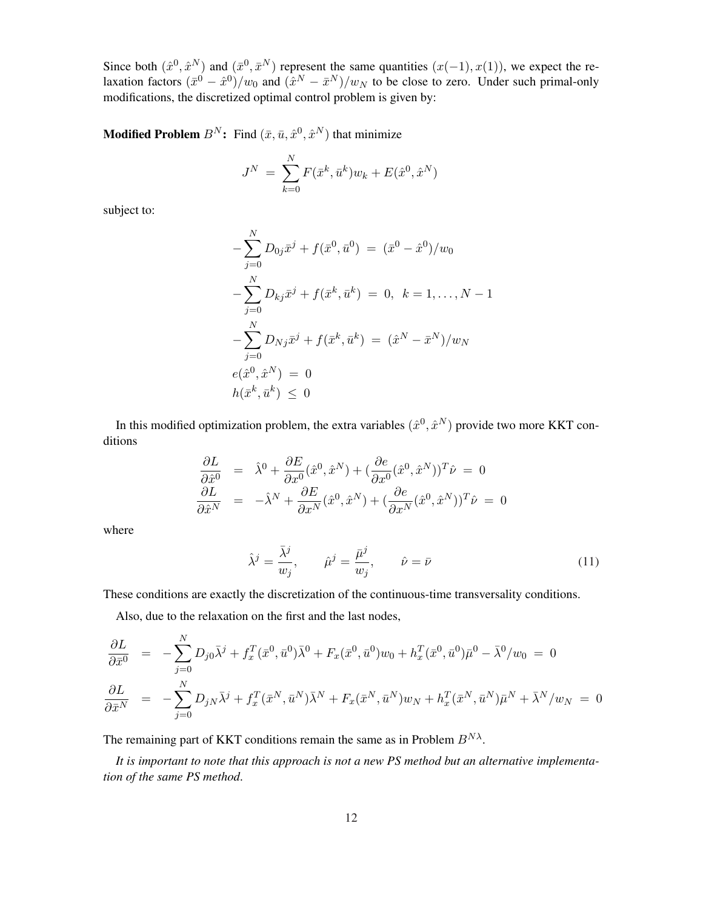Since both $(\hat{x}^0, \hat{x}^N)$ and $(\bar{x}^0, \bar{x}^N)$ represent the same quantities $(x(-1), x(1))$, we expect the relaxation factors $(\bar{x}^0 - \hat{x}^0)/w_0$ and $(\hat{x}^N - \bar{x}^N)/w_N$ to be close to zero. Under such primal-only modifications, the discretized optimal control problem is given by:

**Modified Problem $B^N$:** Find $(\bar{x}, \bar{u}, \hat{x}^0, \hat{x}^N)$ that minimize

$$J^N \;=\; \sum_{k=0}^{N} F(\bar{x}^k, \bar{u}^k) w_k + E(\hat{x}^0, \hat{x}^N)$$

subject to:

$$\begin{aligned}
-\sum_{j=0}^{N} D_{0j}\bar{x}^j + f(\bar{x}^0, \bar{u}^0) \;&=\; (\bar{x}^0 - \hat{x}^0)/w_0 \\
-\sum_{j=0}^{N} D_{kj}\bar{x}^j + f(\bar{x}^k, \bar{u}^k) \;&=\; 0, \;\; k = 1, \ldots, N-1 \\
-\sum_{j=0}^{N} D_{Nj}\bar{x}^j + f(\bar{x}^k, \bar{u}^k) \;&=\; (\hat{x}^N - \bar{x}^N)/w_N \\
e(\hat{x}^0, \hat{x}^N) \;&=\; 0 \\
h(\bar{x}^k, \bar{u}^k) \;&\leq\; 0
\end{aligned}$$

In this modified optimization problem, the extra variables $(\hat{x}^0, \hat{x}^N)$ provide two more KKT conditions

$$\begin{aligned}
\frac{\partial L}{\partial \hat{x}^0} \;&=\; \hat{\lambda}^0 + \frac{\partial E}{\partial x^0}(\hat{x}^0, \hat{x}^N) + (\frac{\partial e}{\partial x^0}(\hat{x}^0, \hat{x}^N))^T \hat{\nu} \;=\; 0 \\
\frac{\partial L}{\partial \hat{x}^N} \;&=\; -\hat{\lambda}^N + \frac{\partial E}{\partial x^N}(\hat{x}^0, \hat{x}^N) + (\frac{\partial e}{\partial x^N}(\hat{x}^0, \hat{x}^N))^T \hat{\nu} \;=\; 0
\end{aligned}$$

where

$$\hat{\lambda}^j = \frac{\bar{\lambda}^j}{w_j}, \qquad \hat{\mu}^j = \frac{\bar{\mu}^j}{w_j}, \qquad \hat{\nu} = \bar{\nu} \tag{11}$$

These conditions are exactly the discretization of the continuous-time transversality conditions.

Also, due to the relaxation on the first and the last nodes,

$$\begin{aligned}
\frac{\partial L}{\partial \bar{x}^0} \;&=\; -\sum_{j=0}^{N} D_{j0}\bar{\lambda}^j + f_x^T(\bar{x}^0, \bar{u}^0)\bar{\lambda}^0 + F_x(\bar{x}^0, \bar{u}^0)w_0 + h_x^T(\bar{x}^0, \bar{u}^0)\bar{\mu}^0 - \bar{\lambda}^0/w_0 \;=\; 0 \\
\frac{\partial L}{\partial \bar{x}^N} \;&=\; -\sum_{j=0}^{N} D_{jN}\bar{\lambda}^j + f_x^T(\bar{x}^N, \bar{u}^N)\bar{\lambda}^N + F_x(\bar{x}^N, \bar{u}^N)w_N + h_x^T(\bar{x}^N, \bar{u}^N)\bar{\mu}^N + \bar{\lambda}^N/w_N \;=\; 0
\end{aligned}$$

The remaining part of KKT conditions remain the same as in Problem $B^{N\lambda}$.

*It is important to note that this approach is not a new PS method but an alternative implementation of the same PS method.*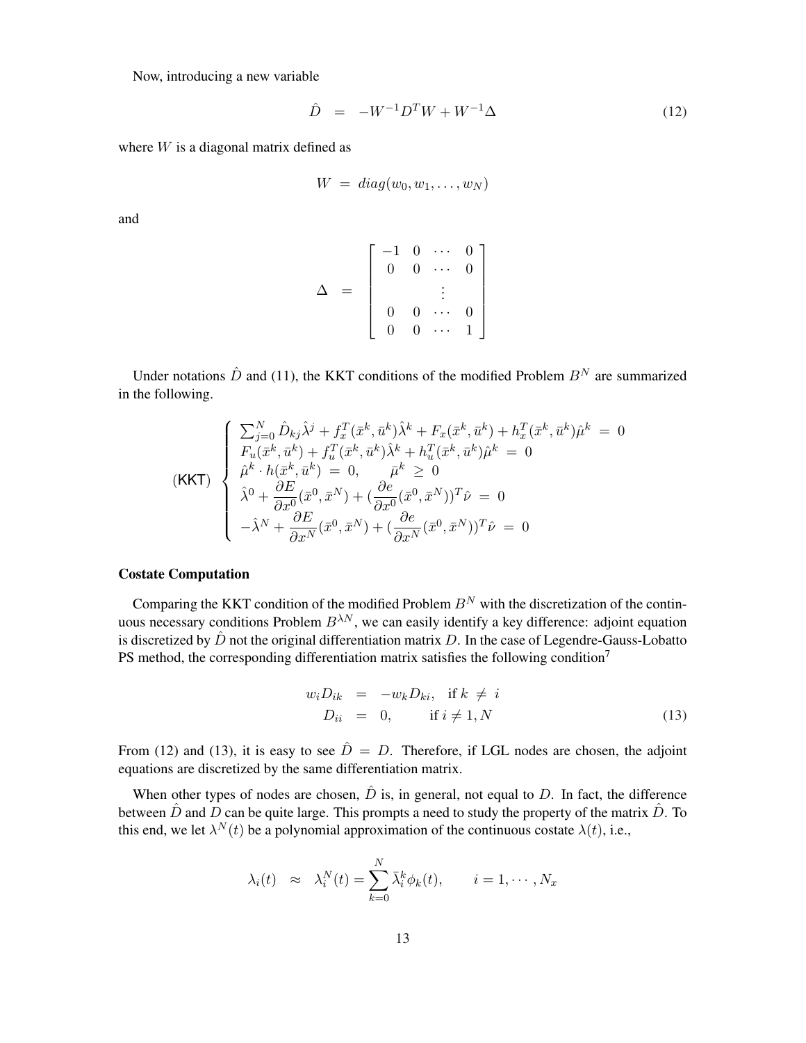Now, introducing a new variable

$$
\hat{D} \;=\; -W^{-1}D^TW + W^{-1}\Delta \tag{12}
$$

where $W$ is a diagonal matrix defined as

$$
W \;=\; diag(w_0, w_1, \ldots, w_N)
$$

and

$$
\Delta \;=\; \begin{bmatrix} -1 & 0 & \cdots & 0 \\ 0 & 0 & \cdots & 0 \\ & & \vdots & \\ 0 & 0 & \cdots & 0 \\ 0 & 0 & \cdots & 1 \end{bmatrix}
$$

Under notations $\hat{D}$ and (11), the KKT conditions of the modified Problem $B^N$ are summarized in the following.

$$
(\mathsf{KKT}) \;\left\{ \begin{array}{l} \sum_{j=0}^{N} \hat{D}_{kj}\hat{\lambda}^j + f_x^T(\bar{x}^k,\bar{u}^k)\hat{\lambda}^k + F_x(\bar{x}^k,\bar{u}^k) + h_x^T(\bar{x}^k,\bar{u}^k)\hat{\mu}^k \;=\; 0 \\ F_u(\bar{x}^k,\bar{u}^k) + f_u^T(\bar{x}^k,\bar{u}^k)\hat{\lambda}^k + h_u^T(\bar{x}^k,\bar{u}^k)\hat{\mu}^k \;=\; 0 \\ \hat{\mu}^k \cdot h(\bar{x}^k,\bar{u}^k) \;=\; 0, \qquad \bar{\mu}^k \;\geq\; 0 \\ \hat{\lambda}^0 + \dfrac{\partial E}{\partial x^0}(\bar{x}^0,\bar{x}^N) + (\dfrac{\partial e}{\partial x^0}(\bar{x}^0,\bar{x}^N))^T\hat{\nu} \;=\; 0 \\ -\hat{\lambda}^N + \dfrac{\partial E}{\partial x^N}(\bar{x}^0,\bar{x}^N) + (\dfrac{\partial e}{\partial x^N}(\bar{x}^0,\bar{x}^N))^T\hat{\nu} \;=\; 0 \end{array} \right.
$$

**Costate Computation**

Comparing the KKT condition of the modified Problem $B^N$ with the discretization of the continuous necessary conditions Problem $B^{\lambda N}$, we can easily identify a key difference: adjoint equation is discretized by $\hat{D}$ not the original differentiation matrix $D$. In the case of Legendre-Gauss-Lobatto PS method, the corresponding differentiation matrix satisfies the following condition[7]

$$
\begin{array}{rcll} w_i D_{ik} & = & -w_k D_{ki}, & \text{if } k \;\neq\; i \\ D_{ii} & = & 0, & \text{if } i \neq 1, N \end{array} \tag{13}
$$

From (12) and (13), it is easy to see $\hat{D} = D$. Therefore, if LGL nodes are chosen, the adjoint equations are discretized by the same differentiation matrix.

When other types of nodes are chosen, $\hat{D}$ is, in general, not equal to $D$. In fact, the difference between $\hat{D}$ and $D$ can be quite large. This prompts a need to study the property of the matrix $\hat{D}$. To this end, we let $\lambda^N(t)$ be a polynomial approximation of the continuous costate $\lambda(t)$, i.e.,

$$
\lambda_i(t) \;\approx\; \lambda_i^N(t) = \sum_{k=0}^{N} \bar{\lambda}_i^k \phi_k(t), \qquad i = 1, \cdots, N_x
$$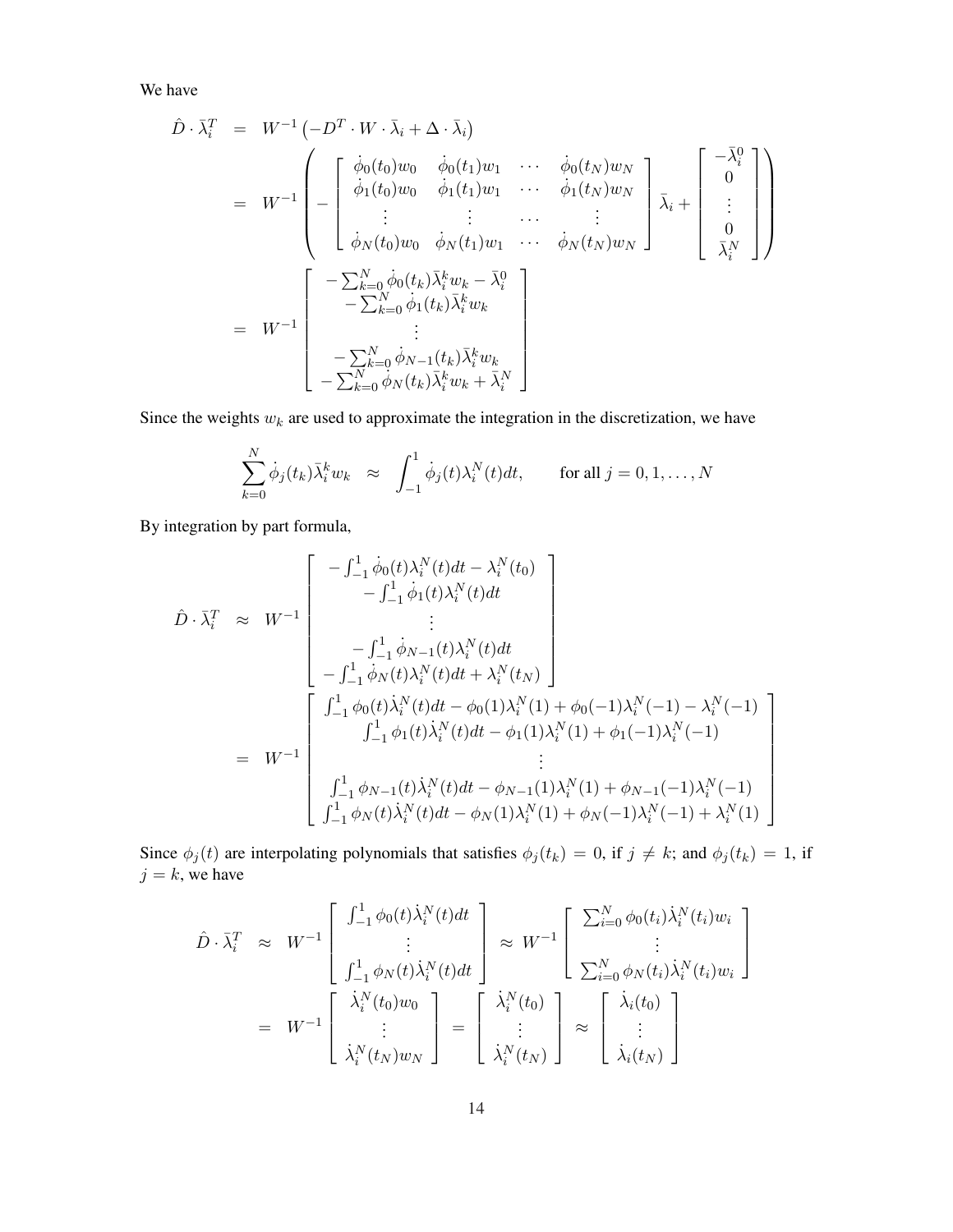We have

$$
\begin{aligned}
\hat{D} \cdot \bar{\lambda}_i^T &= W^{-1}\left(-D^T \cdot W \cdot \bar{\lambda}_i + \Delta \cdot \bar{\lambda}_i\right) \\
&= W^{-1}\left( - \begin{bmatrix} \dot{\phi}_0(t_0)w_0 & \dot{\phi}_0(t_1)w_1 & \cdots & \dot{\phi}_0(t_N)w_N \\ \dot{\phi}_1(t_0)w_0 & \dot{\phi}_1(t_1)w_1 & \cdots & \dot{\phi}_1(t_N)w_N \\ \vdots & \vdots & \cdots & \vdots \\ \dot{\phi}_N(t_0)w_0 & \dot{\phi}_N(t_1)w_1 & \cdots & \dot{\phi}_N(t_N)w_N \end{bmatrix} \bar{\lambda}_i + \begin{bmatrix} -\bar{\lambda}_i^0 \\ 0 \\ \vdots \\ 0 \\ \bar{\lambda}_i^N \end{bmatrix} \right) \\
&= W^{-1} \begin{bmatrix} -\sum_{k=0}^N \dot{\phi}_0(t_k)\bar{\lambda}_i^k w_k - \bar{\lambda}_i^0 \\ -\sum_{k=0}^N \dot{\phi}_1(t_k)\bar{\lambda}_i^k w_k \\ \vdots \\ -\sum_{k=0}^N \dot{\phi}_{N-1}(t_k)\bar{\lambda}_i^k w_k \\ -\sum_{k=0}^N \dot{\phi}_N(t_k)\bar{\lambda}_i^k w_k + \bar{\lambda}_i^N \end{bmatrix}
\end{aligned}
$$

Since the weights $w_k$ are used to approximate the integration in the discretization, we have

$$
\sum_{k=0}^N \dot{\phi}_j(t_k)\bar{\lambda}_i^k w_k \approx \int_{-1}^1 \dot{\phi}_j(t)\lambda_i^N(t)dt, \qquad \text{for all } j = 0, 1, \ldots, N
$$

By integration by part formula,

$$
\begin{aligned}
\hat{D} \cdot \bar{\lambda}_i^T &\approx W^{-1} \begin{bmatrix} -\int_{-1}^1 \dot{\phi}_0(t)\lambda_i^N(t)dt - \lambda_i^N(t_0) \\ -\int_{-1}^1 \dot{\phi}_1(t)\lambda_i^N(t)dt \\ \vdots \\ -\int_{-1}^1 \dot{\phi}_{N-1}(t)\lambda_i^N(t)dt \\ -\int_{-1}^1 \dot{\phi}_N(t)\lambda_i^N(t)dt + \lambda_i^N(t_N) \end{bmatrix} \\
&= W^{-1} \begin{bmatrix} \int_{-1}^1 \phi_0(t)\dot{\lambda}_i^N(t)dt - \phi_0(1)\lambda_i^N(1) + \phi_0(-1)\lambda_i^N(-1) - \lambda_i^N(-1) \\ \int_{-1}^1 \phi_1(t)\dot{\lambda}_i^N(t)dt - \phi_1(1)\lambda_i^N(1) + \phi_1(-1)\lambda_i^N(-1) \\ \vdots \\ \int_{-1}^1 \phi_{N-1}(t)\dot{\lambda}_i^N(t)dt - \phi_{N-1}(1)\lambda_i^N(1) + \phi_{N-1}(-1)\lambda_i^N(-1) \\ \int_{-1}^1 \phi_N(t)\dot{\lambda}_i^N(t)dt - \phi_N(1)\lambda_i^N(1) + \phi_N(-1)\lambda_i^N(-1) + \lambda_i^N(1) \end{bmatrix}
\end{aligned}
$$

Since $\phi_j(t)$ are interpolating polynomials that satisfies $\phi_j(t_k) = 0$, if $j \neq k$; and $\phi_j(t_k) = 1$, if $j = k$, we have

$$
\begin{aligned}
\hat{D} \cdot \bar{\lambda}_i^T &\approx W^{-1} \begin{bmatrix} \int_{-1}^1 \phi_0(t)\dot{\lambda}_i^N(t)dt \\ \vdots \\ \int_{-1}^1 \phi_N(t)\dot{\lambda}_i^N(t)dt \end{bmatrix} \approx W^{-1} \begin{bmatrix} \sum_{i=0}^N \phi_0(t_i)\dot{\lambda}_i^N(t_i)w_i \\ \vdots \\ \sum_{i=0}^N \phi_N(t_i)\dot{\lambda}_i^N(t_i)w_i \end{bmatrix} \\
&= W^{-1} \begin{bmatrix} \dot{\lambda}_i^N(t_0)w_0 \\ \vdots \\ \dot{\lambda}_i^N(t_N)w_N \end{bmatrix} = \begin{bmatrix} \dot{\lambda}_i^N(t_0) \\ \vdots \\ \dot{\lambda}_i^N(t_N) \end{bmatrix} \approx \begin{bmatrix} \dot{\lambda}_i(t_0) \\ \vdots \\ \dot{\lambda}_i(t_N) \end{bmatrix}
\end{aligned}
$$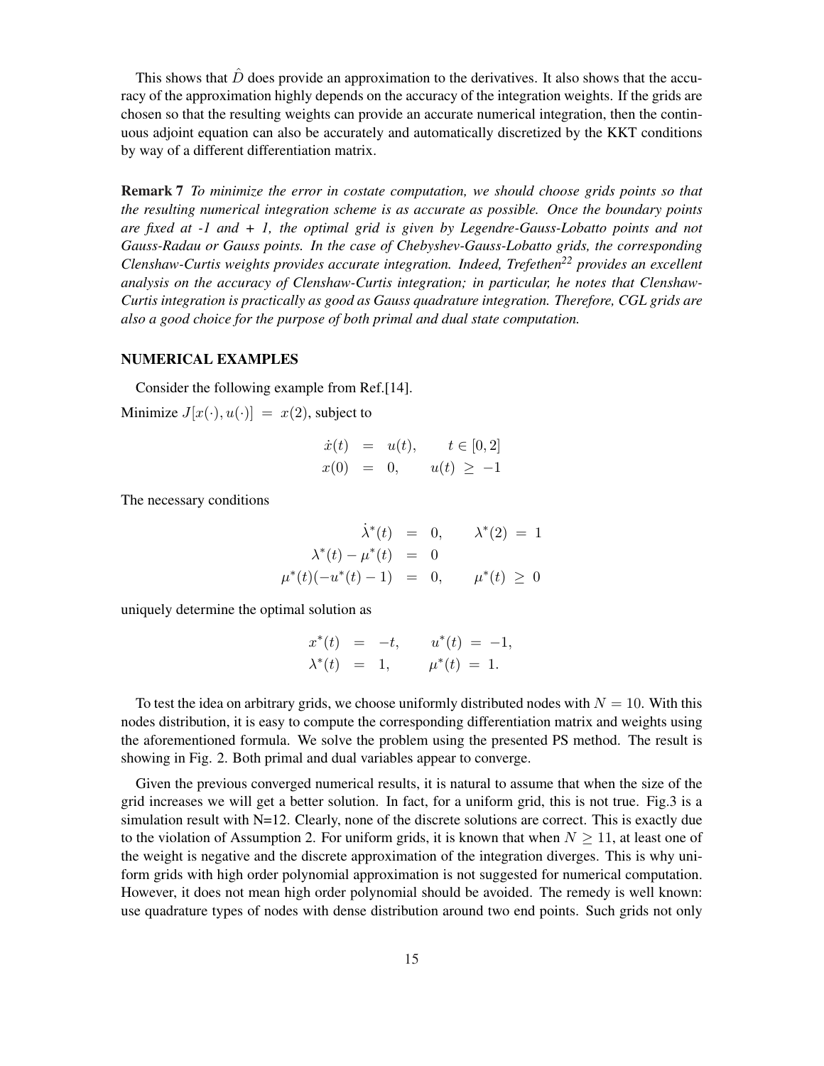This shows that $\hat{D}$ does provide an approximation to the derivatives. It also shows that the accuracy of the approximation highly depends on the accuracy of the integration weights. If the grids are chosen so that the resulting weights can provide an accurate numerical integration, then the continuous adjoint equation can also be accurately and automatically discretized by the KKT conditions by way of a different differentiation matrix.

**Remark 7** *To minimize the error in costate computation, we should choose grids points so that the resulting numerical integration scheme is as accurate as possible. Once the boundary points are fixed at -1 and + 1, the optimal grid is given by Legendre-Gauss-Lobatto points and not Gauss-Radau or Gauss points. In the case of Chebyshev-Gauss-Lobatto grids, the corresponding Clenshaw-Curtis weights provides accurate integration. Indeed, Trefethen[22] provides an excellent analysis on the accuracy of Clenshaw-Curtis integration; in particular, he notes that Clenshaw-Curtis integration is practically as good as Gauss quadrature integration. Therefore, CGL grids are also a good choice for the purpose of both primal and dual state computation.*

## NUMERICAL EXAMPLES

Consider the following example from Ref.[14].

Minimize $J[x(\cdot), u(\cdot)] = x(2)$, subject to

$$
\begin{aligned}
\dot{x}(t) &= u(t), \qquad t \in [0, 2] \\
x(0) &= 0, \qquad u(t) \geq -1
\end{aligned}
$$

The necessary conditions

$$
\begin{aligned}
\dot{\lambda}^*(t) &= 0, \qquad \lambda^*(2) = 1 \\
\lambda^*(t) - \mu^*(t) &= 0 \\
\mu^*(t)(-u^*(t) - 1) &= 0, \qquad \mu^*(t) \geq 0
\end{aligned}
$$

uniquely determine the optimal solution as

$$
\begin{aligned}
x^*(t) &= -t, \qquad u^*(t) = -1, \\
\lambda^*(t) &= 1, \qquad \mu^*(t) = 1.
\end{aligned}
$$

To test the idea on arbitrary grids, we choose uniformly distributed nodes with $N = 10$. With this nodes distribution, it is easy to compute the corresponding differentiation matrix and weights using the aforementioned formula. We solve the problem using the presented PS method. The result is showing in Fig. 2. Both primal and dual variables appear to converge.

Given the previous converged numerical results, it is natural to assume that when the size of the grid increases we will get a better solution. In fact, for a uniform grid, this is not true. Fig.3 is a simulation result with N=12. Clearly, none of the discrete solutions are correct. This is exactly due to the violation of Assumption 2. For uniform grids, it is known that when $N \geq 11$, at least one of the weight is negative and the discrete approximation of the integration diverges. This is why uniform grids with high order polynomial approximation is not suggested for numerical computation. However, it does not mean high order polynomial should be avoided. The remedy is well known: use quadrature types of nodes with dense distribution around two end points. Such grids not only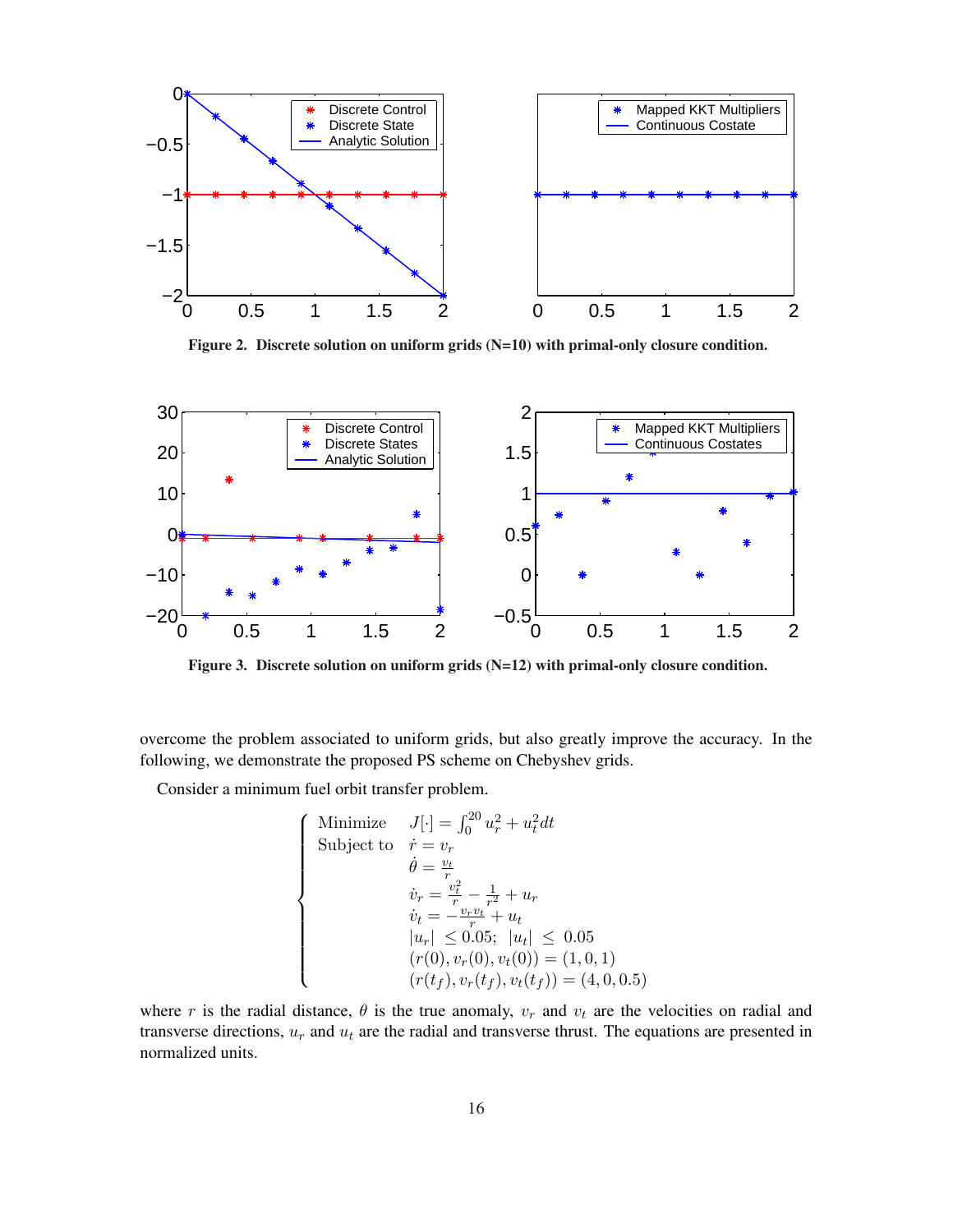Figure 2. Discrete solution on uniform grids (N=10) with primal-only closure condition.

Figure 3. Discrete solution on uniform grids (N=12) with primal-only closure condition.

overcome the problem associated to uniform grids, but also greatly improve the accuracy. In the following, we demonstrate the proposed PS scheme on Chebyshev grids.

Consider a minimum fuel orbit transfer problem.

$$
\left\{
\begin{array}{ll}
\text{Minimize} & J[\cdot] = \int_0^{20} u_r^2 + u_t^2 dt \\
\text{Subject to} & \dot{r} = v_r \\
 & \dot{\theta} = \frac{v_t}{r} \\
 & \dot{v}_r = \frac{v_t^2}{r} - \frac{1}{r^2} + u_r \\
 & \dot{v}_t = -\frac{v_r v_t}{r} + u_t \\
 & |u_r| \leq 0.05; \ \ |u_t| \leq 0.05 \\
 & (r(0), v_r(0), v_t(0)) = (1, 0, 1) \\
 & (r(t_f), v_r(t_f), v_t(t_f)) = (4, 0, 0.5)
\end{array}
\right.
$$

where $r$ is the radial distance, $\theta$ is the true anomaly, $v_r$ and $v_t$ are the velocities on radial and transverse directions, $u_r$ and $u_t$ are the radial and transverse thrust. The equations are presented in normalized units.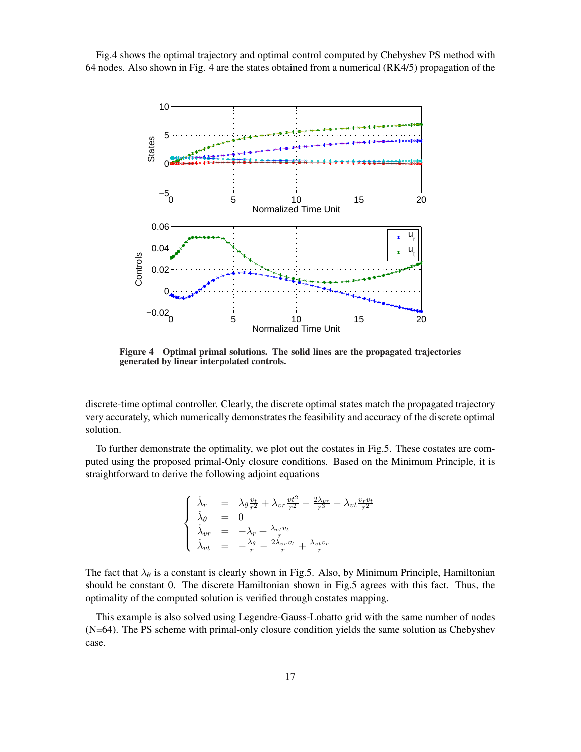Fig.4 shows the optimal trajectory and optimal control computed by Chebyshev PS method with 64 nodes. Also shown in Fig. 4 are the states obtained from a numerical (RK4/5) propagation of the

**Figure 4 Optimal primal solutions. The solid lines are the propagated trajectories generated by linear interpolated controls.**

discrete-time optimal controller. Clearly, the discrete optimal states match the propagated trajectory very accurately, which numerically demonstrates the feasibility and accuracy of the discrete optimal solution.

To further demonstrate the optimality, we plot out the costates in Fig.5. These costates are computed using the proposed primal-Only closure conditions. Based on the Minimum Principle, it is straightforward to derive the following adjoint equations

$$
\left\{
\begin{array}{lcl}
\dot{\lambda}_r & = & \lambda_\theta \frac{v_t}{r^2} + \lambda_{vr} \frac{vt^2}{r^2} - \frac{2\lambda_{vr}}{r^3} - \lambda_{vt} \frac{v_r v_t}{r^2} \\
\dot{\lambda}_\theta & = & 0 \\
\dot{\lambda}_{vr} & = & -\lambda_r + \frac{\lambda_{vt} v_t}{r} \\
\dot{\lambda}_{vt} & = & -\frac{\lambda_\theta}{r} - \frac{2\lambda_{vr} v_t}{r} + \frac{\lambda_{vt} v_r}{r}
\end{array}
\right.
$$

The fact that $\lambda_\theta$ is a constant is clearly shown in Fig.5. Also, by Minimum Principle, Hamiltonian should be constant 0. The discrete Hamiltonian shown in Fig.5 agrees with this fact. Thus, the optimality of the computed solution is verified through costates mapping.

This example is also solved using Legendre-Gauss-Lobatto grid with the same number of nodes (N=64). The PS scheme with primal-only closure condition yields the same solution as Chebyshev case.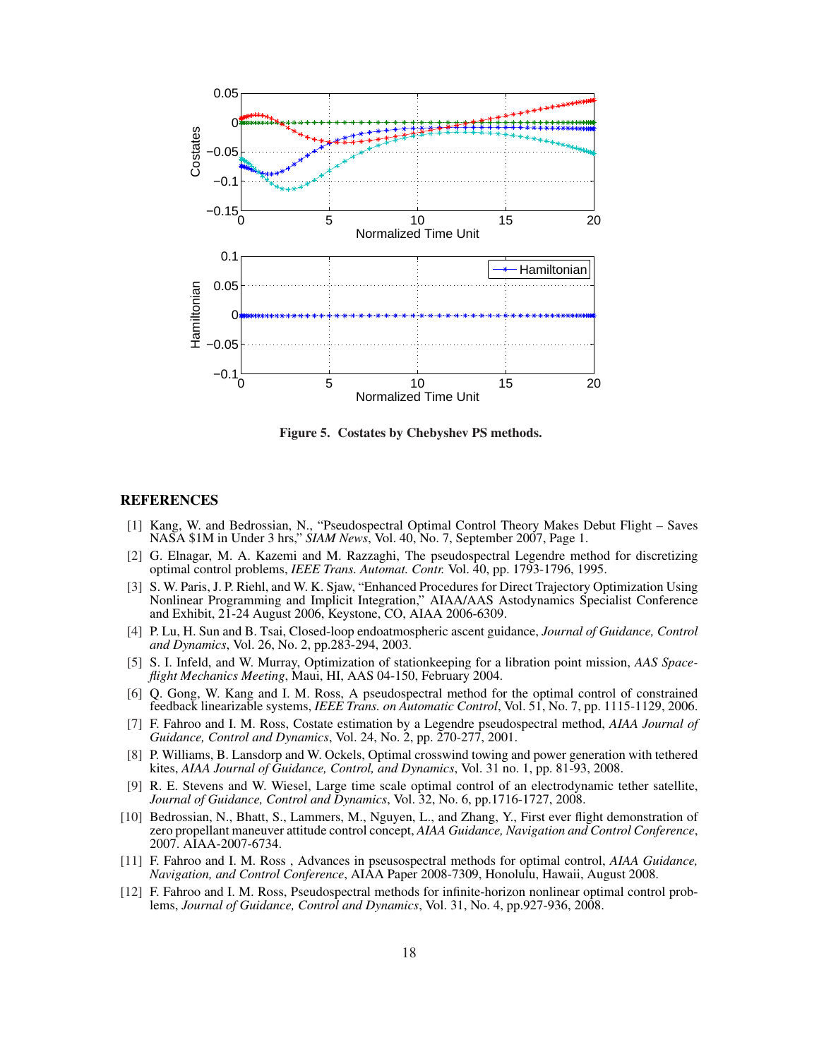Figure 5. Costates by Chebyshev PS methods.

## REFERENCES

[1] Kang, W. and Bedrossian, N., "Pseudospectral Optimal Control Theory Makes Debut Flight – Saves NASA $1M in Under 3 hrs," *SIAM News*, Vol. 40, No. 7, September 2007, Page 1.

[2] G. Elnagar, M. A. Kazemi and M. Razzaghi, The pseudospectral Legendre method for discretizing optimal control problems, *IEEE Trans. Automat. Contr.* Vol. 40, pp. 1793-1796, 1995.

[3] S. W. Paris, J. P. Riehl, and W. K. Sjaw, "Enhanced Procedures for Direct Trajectory Optimization Using Nonlinear Programming and Implicit Integration," AIAA/AAS Astodynamics Specialist Conference and Exhibit, 21-24 August 2006, Keystone, CO, AIAA 2006-6309.

[4] P. Lu, H. Sun and B. Tsai, Closed-loop endoatmospheric ascent guidance, *Journal of Guidance, Control and Dynamics*, Vol. 26, No. 2, pp.283-294, 2003.

[5] S. I. Infeld, and W. Murray, Optimization of stationkeeping for a libration point mission, *AAS Spaceflight Mechanics Meeting*, Maui, HI, AAS 04-150, February 2004.

[6] Q. Gong, W. Kang and I. M. Ross, A pseudospectral method for the optimal control of constrained feedback linearizable systems, *IEEE Trans. on Automatic Control*, Vol. 51, No. 7, pp. 1115-1129, 2006.

[7] F. Fahroo and I. M. Ross, Costate estimation by a Legendre pseudospectral method, *AIAA Journal of Guidance, Control and Dynamics*, Vol. 24, No. 2, pp. 270-277, 2001.

[8] P. Williams, B. Lansdorp and W. Ockels, Optimal crosswind towing and power generation with tethered kites, *AIAA Journal of Guidance, Control, and Dynamics*, Vol. 31 no. 1, pp. 81-93, 2008.

[9] R. E. Stevens and W. Wiesel, Large time scale optimal control of an electrodynamic tether satellite, *Journal of Guidance, Control and Dynamics*, Vol. 32, No. 6, pp.1716-1727, 2008.

[10] Bedrossian, N., Bhatt, S., Lammers, M., Nguyen, L., and Zhang, Y., First ever flight demonstration of zero propellant maneuver attitude control concept, *AIAA Guidance, Navigation and Control Conference*, 2007. AIAA-2007-6734.

[11] F. Fahroo and I. M. Ross , Advances in pseusospectral methods for optimal control, *AIAA Guidance, Navigation, and Control Conference*, AIAA Paper 2008-7309, Honolulu, Hawaii, August 2008.

[12] F. Fahroo and I. M. Ross, Pseudospectral methods for infinite-horizon nonlinear optimal control problems, *Journal of Guidance, Control and Dynamics*, Vol. 31, No. 4, pp.927-936, 2008.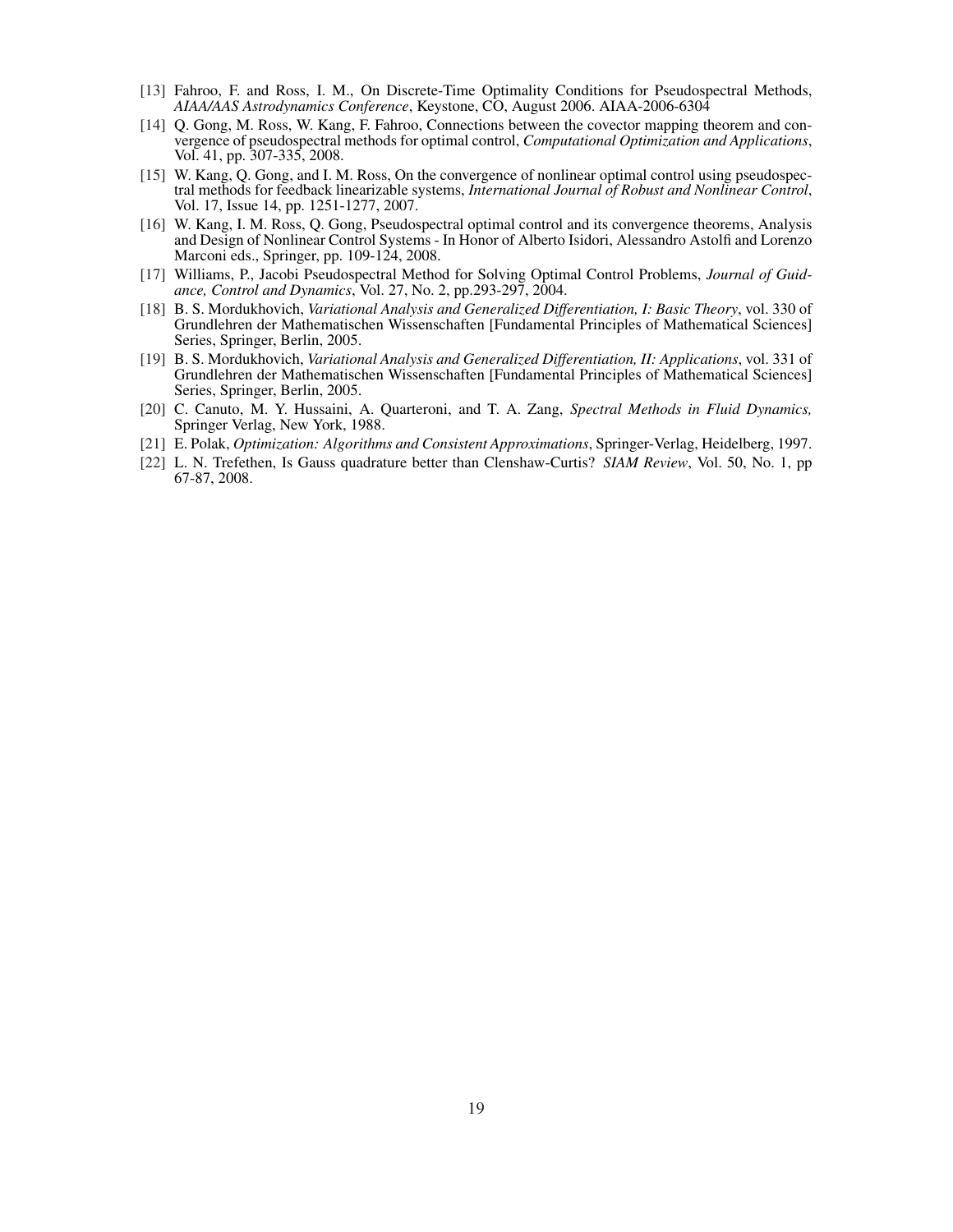[13] Fahroo, F. and Ross, I. M., On Discrete-Time Optimality Conditions for Pseudospectral Methods, *AIAA/AAS Astrodynamics Conference*, Keystone, CO, August 2006. AIAA-2006-6304

[14] Q. Gong, M. Ross, W. Kang, F. Fahroo, Connections between the covector mapping theorem and convergence of pseudospectral methods for optimal control, *Computational Optimization and Applications*, Vol. 41, pp. 307-335, 2008.

[15] W. Kang, Q. Gong, and I. M. Ross, On the convergence of nonlinear optimal control using pseudospectral methods for feedback linearizable systems, *International Journal of Robust and Nonlinear Control*, Vol. 17, Issue 14, pp. 1251-1277, 2007.

[16] W. Kang, I. M. Ross, Q. Gong, Pseudospectral optimal control and its convergence theorems, Analysis and Design of Nonlinear Control Systems - In Honor of Alberto Isidori, Alessandro Astolfi and Lorenzo Marconi eds., Springer, pp. 109-124, 2008.

[17] Williams, P., Jacobi Pseudospectral Method for Solving Optimal Control Problems, *Journal of Guidance, Control and Dynamics*, Vol. 27, No. 2, pp.293-297, 2004.

[18] B. S. Mordukhovich, *Variational Analysis and Generalized Differentiation, I: Basic Theory*, vol. 330 of Grundlehren der Mathematischen Wissenschaften [Fundamental Principles of Mathematical Sciences] Series, Springer, Berlin, 2005.

[19] B. S. Mordukhovich, *Variational Analysis and Generalized Differentiation, II: Applications*, vol. 331 of Grundlehren der Mathematischen Wissenschaften [Fundamental Principles of Mathematical Sciences] Series, Springer, Berlin, 2005.

[20] C. Canuto, M. Y. Hussaini, A. Quarteroni, and T. A. Zang, *Spectral Methods in Fluid Dynamics,* Springer Verlag, New York, 1988.

[21] E. Polak, *Optimization: Algorithms and Consistent Approximations*, Springer-Verlag, Heidelberg, 1997.

[22] L. N. Trefethen, Is Gauss quadrature better than Clenshaw-Curtis? *SIAM Review*, Vol. 50, No. 1, pp 67-87, 2008.